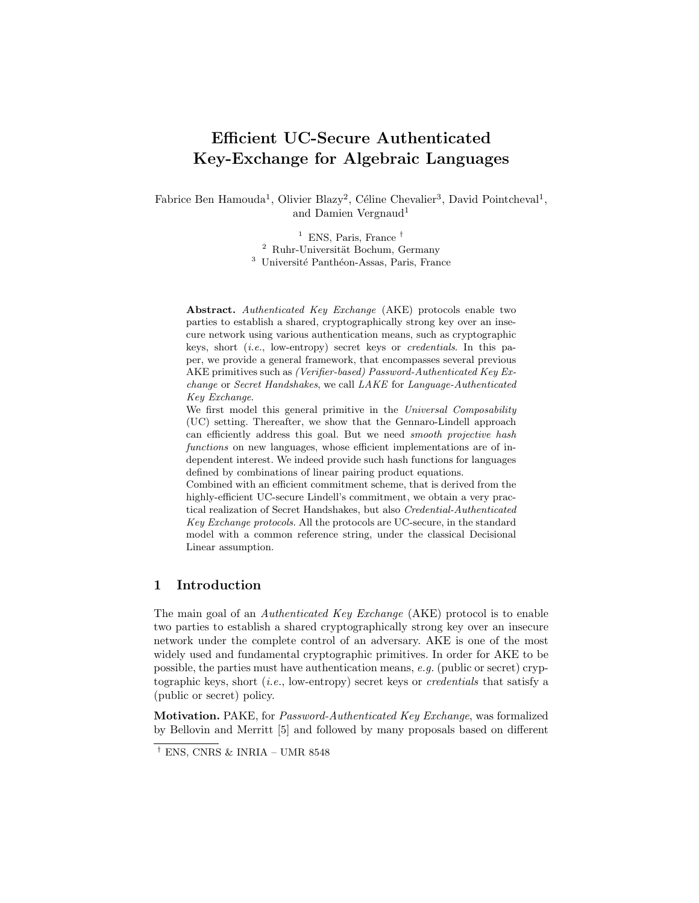# Efficient UC-Secure Authenticated Key-Exchange for Algebraic Languages

Fabrice Ben Hamouda[1], Olivier Blazy[2], Céline Chevalier[3], David Pointcheval[1], and Damien Vergnaud[1]

[1] ENS, Paris, France [†]
[2] Ruhr-Universität Bochum, Germany
[3] Université Panthéon-Assas, Paris, France

**Abstract.** *Authenticated Key Exchange* (AKE) protocols enable two parties to establish a shared, cryptographically strong key over an insecure network using various authentication means, such as cryptographic keys, short (*i.e.*, low-entropy) secret keys or *credentials*. In this paper, we provide a general framework, that encompasses several previous AKE primitives such as *(Verifier-based) Password-Authenticated Key Exchange* or *Secret Handshakes*, we call *LAKE* for *Language-Authenticated Key Exchange*.

We first model this general primitive in the *Universal Composability* (UC) setting. Thereafter, we show that the Gennaro-Lindell approach can efficiently address this goal. But we need *smooth projective hash functions* on new languages, whose efficient implementations are of independent interest. We indeed provide such hash functions for languages defined by combinations of linear pairing product equations.

Combined with an efficient commitment scheme, that is derived from the highly-efficient UC-secure Lindell's commitment, we obtain a very practical realization of Secret Handshakes, but also *Credential-Authenticated Key Exchange protocols*. All the protocols are UC-secure, in the standard model with a common reference string, under the classical Decisional Linear assumption.

## 1 Introduction

The main goal of an *Authenticated Key Exchange* (AKE) protocol is to enable two parties to establish a shared cryptographically strong key over an insecure network under the complete control of an adversary. AKE is one of the most widely used and fundamental cryptographic primitives. In order for AKE to be possible, the parties must have authentication means, *e.g.* (public or secret) cryptographic keys, short (*i.e.*, low-entropy) secret keys or *credentials* that satisfy a (public or secret) policy.

**Motivation.** PAKE, for *Password-Authenticated Key Exchange*, was formalized by Bellovin and Merritt [5] and followed by many proposals based on different

[†] ENS, CNRS & INRIA – UMR 8548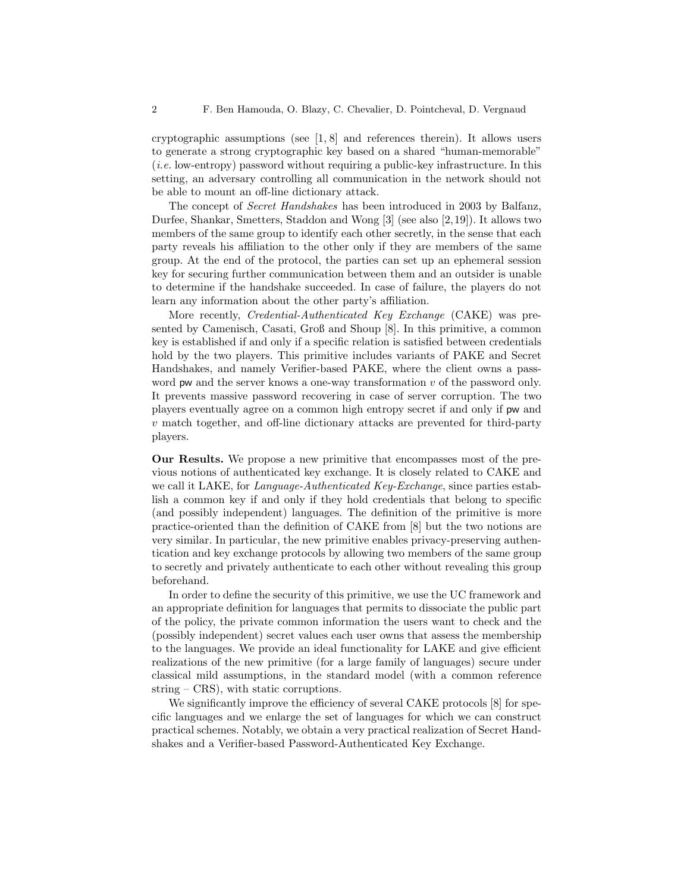cryptographic assumptions (see [1, 8] and references therein). It allows users to generate a strong cryptographic key based on a shared "human-memorable" (*i.e.* low-entropy) password without requiring a public-key infrastructure. In this setting, an adversary controlling all communication in the network should not be able to mount an off-line dictionary attack.

The concept of *Secret Handshakes* has been introduced in 2003 by Balfanz, Durfee, Shankar, Smetters, Staddon and Wong [3] (see also [2,19]). It allows two members of the same group to identify each other secretly, in the sense that each party reveals his affiliation to the other only if they are members of the same group. At the end of the protocol, the parties can set up an ephemeral session key for securing further communication between them and an outsider is unable to determine if the handshake succeeded. In case of failure, the players do not learn any information about the other party's affiliation.

More recently, *Credential-Authenticated Key Exchange* (CAKE) was presented by Camenisch, Casati, Groß and Shoup [8]. In this primitive, a common key is established if and only if a specific relation is satisfied between credentials hold by the two players. This primitive includes variants of PAKE and Secret Handshakes, and namely Verifier-based PAKE, where the client owns a password $\mathsf{pw}$ and the server knows a one-way transformation $v$ of the password only. It prevents massive password recovering in case of server corruption. The two players eventually agree on a common high entropy secret if and only if $\mathsf{pw}$ and $v$ match together, and off-line dictionary attacks are prevented for third-party players.

**Our Results.** We propose a new primitive that encompasses most of the previous notions of authenticated key exchange. It is closely related to CAKE and we call it LAKE, for *Language-Authenticated Key-Exchange*, since parties establish a common key if and only if they hold credentials that belong to specific (and possibly independent) languages. The definition of the primitive is more practice-oriented than the definition of CAKE from [8] but the two notions are very similar. In particular, the new primitive enables privacy-preserving authentication and key exchange protocols by allowing two members of the same group to secretly and privately authenticate to each other without revealing this group beforehand.

In order to define the security of this primitive, we use the UC framework and an appropriate definition for languages that permits to dissociate the public part of the policy, the private common information the users want to check and the (possibly independent) secret values each user owns that assess the membership to the languages. We provide an ideal functionality for LAKE and give efficient realizations of the new primitive (for a large family of languages) secure under classical mild assumptions, in the standard model (with a common reference string – CRS), with static corruptions.

We significantly improve the efficiency of several CAKE protocols [8] for specific languages and we enlarge the set of languages for which we can construct practical schemes. Notably, we obtain a very practical realization of Secret Handshakes and a Verifier-based Password-Authenticated Key Exchange.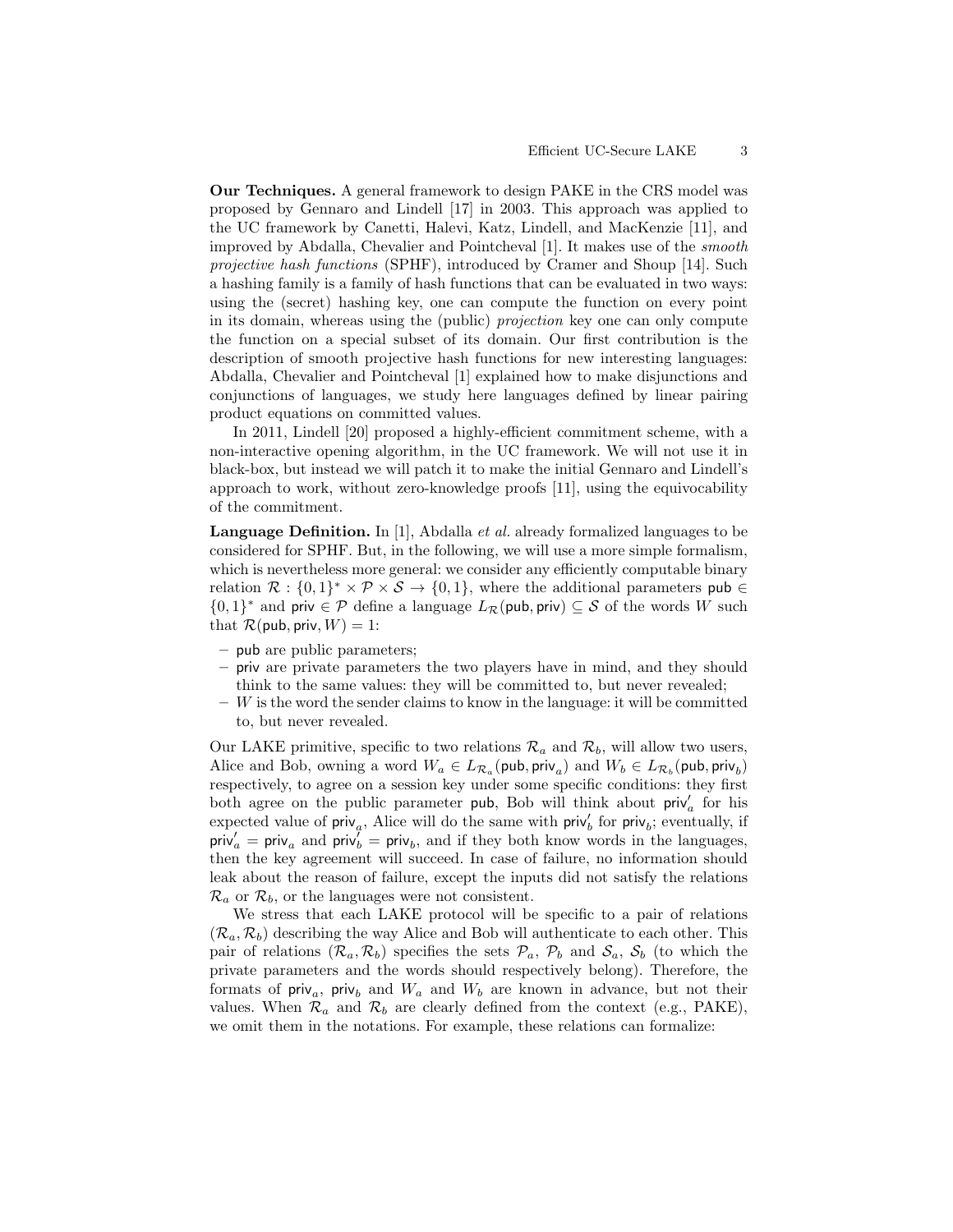**Our Techniques.** A general framework to design PAKE in the CRS model was proposed by Gennaro and Lindell [17] in 2003. This approach was applied to the UC framework by Canetti, Halevi, Katz, Lindell, and MacKenzie [11], and improved by Abdalla, Chevalier and Pointcheval [1]. It makes use of the *smooth projective hash functions* (SPHF), introduced by Cramer and Shoup [14]. Such a hashing family is a family of hash functions that can be evaluated in two ways: using the (secret) hashing key, one can compute the function on every point in its domain, whereas using the (public) *projection* key one can only compute the function on a special subset of its domain. Our first contribution is the description of smooth projective hash functions for new interesting languages: Abdalla, Chevalier and Pointcheval [1] explained how to make disjunctions and conjunctions of languages, we study here languages defined by linear pairing product equations on committed values.

In 2011, Lindell [20] proposed a highly-efficient commitment scheme, with a non-interactive opening algorithm, in the UC framework. We will not use it in black-box, but instead we will patch it to make the initial Gennaro and Lindell's approach to work, without zero-knowledge proofs [11], using the equivocability of the commitment.

**Language Definition.** In [1], Abdalla *et al.* already formalized languages to be considered for SPHF. But, in the following, we will use a more simple formalism, which is nevertheless more general: we consider any efficiently computable binary relation $\mathcal{R} : \{0,1\}^* \times \mathcal{P} \times \mathcal{S} \rightarrow \{0,1\}$, where the additional parameters $\mathsf{pub} \in \{0,1\}^*$ and $\mathsf{priv} \in \mathcal{P}$ define a language $L_{\mathcal{R}}(\mathsf{pub}, \mathsf{priv}) \subseteq \mathcal{S}$ of the words $W$ such that $\mathcal{R}(\mathsf{pub}, \mathsf{priv}, W) = 1$:

- $\mathsf{pub}$ are public parameters;
- $\mathsf{priv}$ are private parameters the two players have in mind, and they should think to the same values: they will be committed to, but never revealed;
- $W$ is the word the sender claims to know in the language: it will be committed to, but never revealed.

Our LAKE primitive, specific to two relations $\mathcal{R}_a$ and $\mathcal{R}_b$, will allow two users, Alice and Bob, owning a word $W_a \in L_{\mathcal{R}_a}(\mathsf{pub}, \mathsf{priv}_a)$ and $W_b \in L_{\mathcal{R}_b}(\mathsf{pub}, \mathsf{priv}_b)$ respectively, to agree on a session key under some specific conditions: they first both agree on the public parameter $\mathsf{pub}$, Bob will think about $\mathsf{priv}'_a$ for his expected value of $\mathsf{priv}_a$, Alice will do the same with $\mathsf{priv}'_b$ for $\mathsf{priv}_b$; eventually, if $\mathsf{priv}'_a = \mathsf{priv}_a$ and $\mathsf{priv}'_b = \mathsf{priv}_b$, and if they both know words in the languages, then the key agreement will succeed. In case of failure, no information should leak about the reason of failure, except the inputs did not satisfy the relations $\mathcal{R}_a$ or $\mathcal{R}_b$, or the languages were not consistent.

We stress that each LAKE protocol will be specific to a pair of relations $(\mathcal{R}_a, \mathcal{R}_b)$ describing the way Alice and Bob will authenticate to each other. This pair of relations $(\mathcal{R}_a, \mathcal{R}_b)$ specifies the sets $\mathcal{P}_a$, $\mathcal{P}_b$ and $\mathcal{S}_a$, $\mathcal{S}_b$ (to which the private parameters and the words should respectively belong). Therefore, the formats of $\mathsf{priv}_a$, $\mathsf{priv}_b$ and $W_a$ and $W_b$ are known in advance, but not their values. When $\mathcal{R}_a$ and $\mathcal{R}_b$ are clearly defined from the context (e.g., PAKE), we omit them in the notations. For example, these relations can formalize: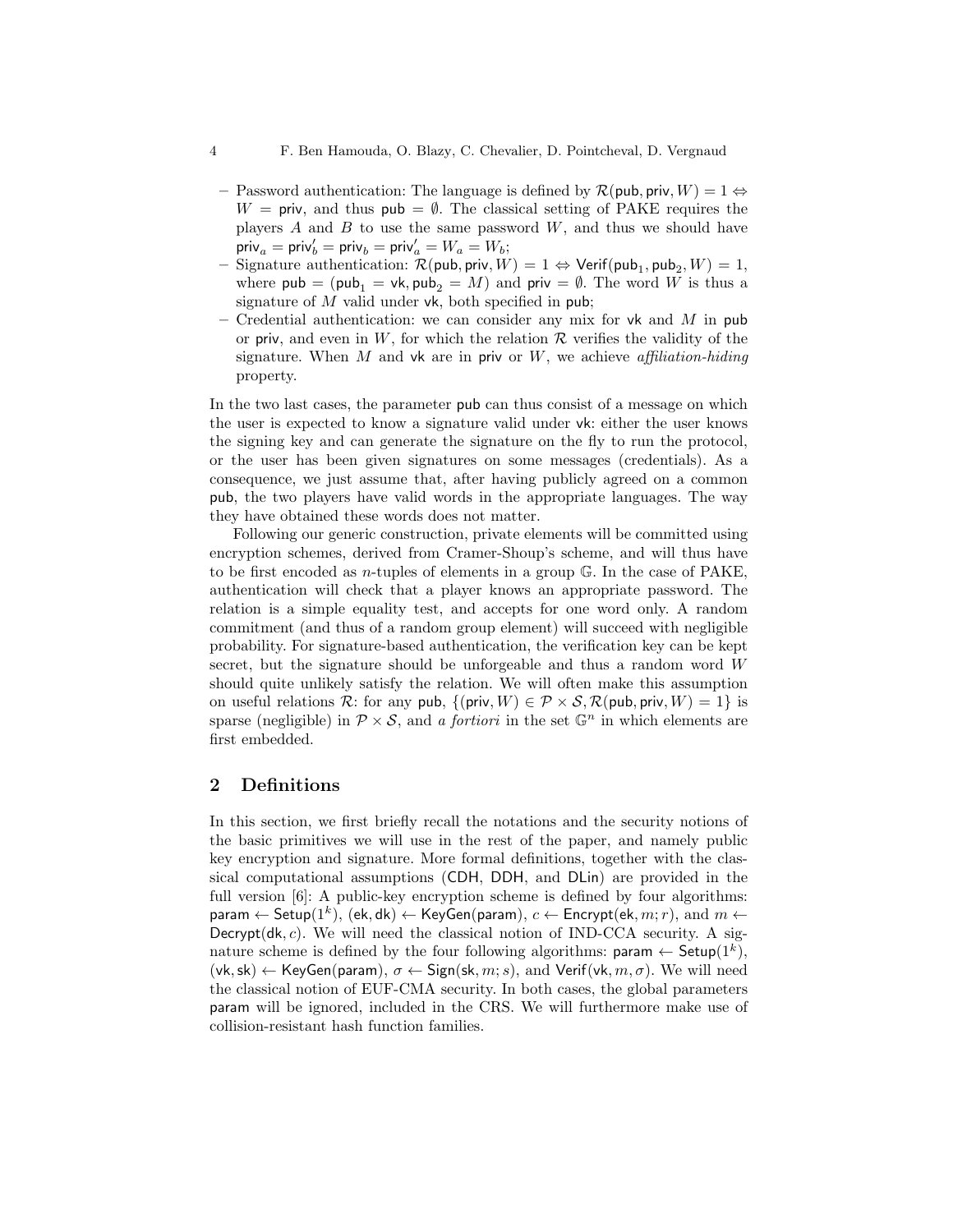- Password authentication: The language is defined by $\mathcal{R}(\mathsf{pub}, \mathsf{priv}, W) = 1 \Leftrightarrow W = \mathsf{priv}$, and thus $\mathsf{pub} = \emptyset$. The classical setting of PAKE requires the players $A$ and $B$ to use the same password $W$, and thus we should have $\mathsf{priv}_a = \mathsf{priv}'_b = \mathsf{priv}_b = \mathsf{priv}'_a = W_a = W_b$;
- Signature authentication: $\mathcal{R}(\mathsf{pub}, \mathsf{priv}, W) = 1 \Leftrightarrow \mathsf{Verif}(\mathsf{pub}_1, \mathsf{pub}_2, W) = 1$, where $\mathsf{pub} = (\mathsf{pub}_1 = \mathsf{vk}, \mathsf{pub}_2 = M)$ and $\mathsf{priv} = \emptyset$. The word $W$ is thus a signature of $M$ valid under $\mathsf{vk}$, both specified in $\mathsf{pub}$;
- Credential authentication: we can consider any mix for $\mathsf{vk}$ and $M$ in $\mathsf{pub}$ or $\mathsf{priv}$, and even in $W$, for which the relation $\mathcal{R}$ verifies the validity of the signature. When $M$ and $\mathsf{vk}$ are in $\mathsf{priv}$ or $W$, we achieve *affiliation-hiding* property.

In the two last cases, the parameter $\mathsf{pub}$ can thus consist of a message on which the user is expected to know a signature valid under $\mathsf{vk}$: either the user knows the signing key and can generate the signature on the fly to run the protocol, or the user has been given signatures on some messages (credentials). As a consequence, we just assume that, after having publicly agreed on a common $\mathsf{pub}$, the two players have valid words in the appropriate languages. The way they have obtained these words does not matter.

Following our generic construction, private elements will be committed using encryption schemes, derived from Cramer-Shoup's scheme, and will thus have to be first encoded as $n$-tuples of elements in a group $\mathbb{G}$. In the case of PAKE, authentication will check that a player knows an appropriate password. The relation is a simple equality test, and accepts for one word only. A random commitment (and thus of a random group element) will succeed with negligible probability. For signature-based authentication, the verification key can be kept secret, but the signature should be unforgeable and thus a random word $W$ should quite unlikely satisfy the relation. We will often make this assumption on useful relations $\mathcal{R}$: for any $\mathsf{pub}$, $\{(\mathsf{priv}, W) \in \mathcal{P} \times \mathcal{S}, \mathcal{R}(\mathsf{pub}, \mathsf{priv}, W) = 1\}$ is sparse (negligible) in $\mathcal{P} \times \mathcal{S}$, and *a fortiori* in the set $\mathbb{G}^n$ in which elements are first embedded.

## 2 Definitions

In this section, we first briefly recall the notations and the security notions of the basic primitives we will use in the rest of the paper, and namely public key encryption and signature. More formal definitions, together with the classical computational assumptions (CDH, DDH, and DLin) are provided in the full version [6]: A public-key encryption scheme is defined by four algorithms: $\mathsf{param} \leftarrow \mathsf{Setup}(1^k)$, $(\mathsf{ek}, \mathsf{dk}) \leftarrow \mathsf{KeyGen}(\mathsf{param})$, $c \leftarrow \mathsf{Encrypt}(\mathsf{ek}, m; r)$, and $m \leftarrow \mathsf{Decrypt}(\mathsf{dk}, c)$. We will need the classical notion of IND-CCA security. A signature scheme is defined by the four following algorithms: $\mathsf{param} \leftarrow \mathsf{Setup}(1^k)$, $(\mathsf{vk}, \mathsf{sk}) \leftarrow \mathsf{KeyGen}(\mathsf{param})$, $\sigma \leftarrow \mathsf{Sign}(\mathsf{sk}, m; s)$, and $\mathsf{Verif}(\mathsf{vk}, m, \sigma)$. We will need the classical notion of EUF-CMA security. In both cases, the global parameters $\mathsf{param}$ will be ignored, included in the CRS. We will furthermore make use of collision-resistant hash function families.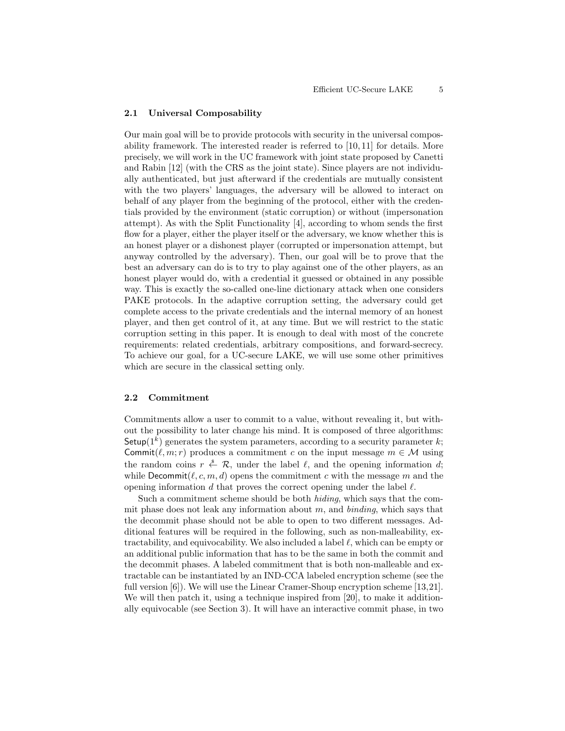### 2.1 Universal Composability

Our main goal will be to provide protocols with security in the universal composability framework. The interested reader is referred to [10, 11] for details. More precisely, we will work in the UC framework with joint state proposed by Canetti and Rabin [12] (with the CRS as the joint state). Since players are not individually authenticated, but just afterward if the credentials are mutually consistent with the two players' languages, the adversary will be allowed to interact on behalf of any player from the beginning of the protocol, either with the credentials provided by the environment (static corruption) or without (impersonation attempt). As with the Split Functionality [4], according to whom sends the first flow for a player, either the player itself or the adversary, we know whether this is an honest player or a dishonest player (corrupted or impersonation attempt, but anyway controlled by the adversary). Then, our goal will be to prove that the best an adversary can do is to try to play against one of the other players, as an honest player would do, with a credential it guessed or obtained in any possible way. This is exactly the so-called one-line dictionary attack when one considers PAKE protocols. In the adaptive corruption setting, the adversary could get complete access to the private credentials and the internal memory of an honest player, and then get control of it, at any time. But we will restrict to the static corruption setting in this paper. It is enough to deal with most of the concrete requirements: related credentials, arbitrary compositions, and forward-secrecy. To achieve our goal, for a UC-secure LAKE, we will use some other primitives which are secure in the classical setting only.

### 2.2 Commitment

Commitments allow a user to commit to a value, without revealing it, but without the possibility to later change his mind. It is composed of three algorithms: $\mathsf{Setup}(1^k)$ generates the system parameters, according to a security parameter $k$; $\mathsf{Commit}(\ell, m; r)$ produces a commitment $c$ on the input message $m \in \mathcal{M}$ using the random coins $r \stackrel{\$}{\leftarrow} \mathcal{R}$, under the label $\ell$, and the opening information $d$; while $\mathsf{Decommit}(\ell, c, m, d)$ opens the commitment $c$ with the message $m$ and the opening information $d$ that proves the correct opening under the label $\ell$.

Such a commitment scheme should be both *hiding*, which says that the commit phase does not leak any information about $m$, and *binding*, which says that the decommit phase should not be able to open to two different messages. Additional features will be required in the following, such as non-malleability, extractability, and equivocability. We also included a label $\ell$, which can be empty or an additional public information that has to be the same in both the commit and the decommit phases. A labeled commitment that is both non-malleable and extractable can be instantiated by an IND-CCA labeled encryption scheme (see the full version [6]). We will use the Linear Cramer-Shoup encryption scheme [13,21]. We will then patch it, using a technique inspired from [20], to make it additionally equivocable (see Section 3). It will have an interactive commit phase, in two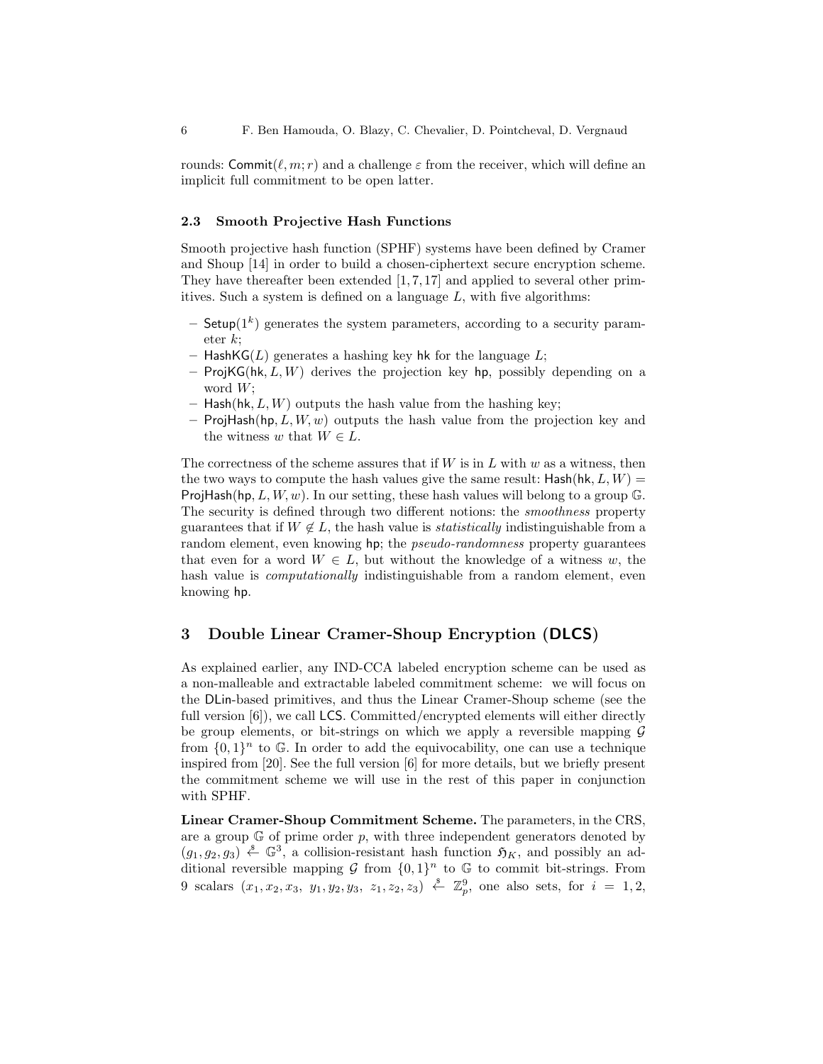rounds: $\mathsf{Commit}(\ell, m; r)$ and a challenge $\varepsilon$ from the receiver, which will define an implicit full commitment to be open latter.

### 2.3 Smooth Projective Hash Functions

Smooth projective hash function (SPHF) systems have been defined by Cramer and Shoup [14] in order to build a chosen-ciphertext secure encryption scheme. They have thereafter been extended [1, 7, 17] and applied to several other primitives. Such a system is defined on a language $L$, with five algorithms:

- $\mathsf{Setup}(1^k)$ generates the system parameters, according to a security parameter $k$;
- $\mathsf{HashKG}(L)$ generates a hashing key $\mathsf{hk}$ for the language $L$;
- $\mathsf{ProjKG}(\mathsf{hk}, L, W)$ derives the projection key $\mathsf{hp}$, possibly depending on a word $W$;
- $\mathsf{Hash}(\mathsf{hk}, L, W)$ outputs the hash value from the hashing key;
- $\mathsf{ProjHash}(\mathsf{hp}, L, W, w)$ outputs the hash value from the projection key and the witness $w$ that $W \in L$.

The correctness of the scheme assures that if $W$ is in $L$ with $w$ as a witness, then the two ways to compute the hash values give the same result: $\mathsf{Hash}(\mathsf{hk}, L, W) = \mathsf{ProjHash}(\mathsf{hp}, L, W, w)$. In our setting, these hash values will belong to a group $\mathbb{G}$. The security is defined through two different notions: the *smoothness* property guarantees that if $W \notin L$, the hash value is *statistically* indistinguishable from a random element, even knowing $\mathsf{hp}$; the *pseudo-randomness* property guarantees that even for a word $W \in L$, but without the knowledge of a witness $w$, the hash value is *computationally* indistinguishable from a random element, even knowing $\mathsf{hp}$.

## 3 Double Linear Cramer-Shoup Encryption (DLCS)

As explained earlier, any IND-CCA labeled encryption scheme can be used as a non-malleable and extractable labeled commitment scheme: we will focus on the DLin-based primitives, and thus the Linear Cramer-Shoup scheme (see the full version [6]), we call LCS. Committed/encrypted elements will either directly be group elements, or bit-strings on which we apply a reversible mapping $\mathcal{G}$ from $\{0,1\}^n$ to $\mathbb{G}$. In order to add the equivocability, one can use a technique inspired from [20]. See the full version [6] for more details, but we briefly present the commitment scheme we will use in the rest of this paper in conjunction with SPHF.

**Linear Cramer-Shoup Commitment Scheme.** The parameters, in the CRS, are a group $\mathbb{G}$ of prime order $p$, with three independent generators denoted by $(g_1, g_2, g_3) \stackrel{\$}{\leftarrow} \mathbb{G}^3$, a collision-resistant hash function $\mathfrak{H}_K$, and possibly an additional reversible mapping $\mathcal{G}$ from $\{0,1\}^n$ to $\mathbb{G}$ to commit bit-strings. From 9 scalars $(x_1, x_2, x_3,\ y_1, y_2, y_3,\ z_1, z_2, z_3) \stackrel{\$}{\leftarrow} \mathbb{Z}_p^9$, one also sets, for $i = 1, 2,$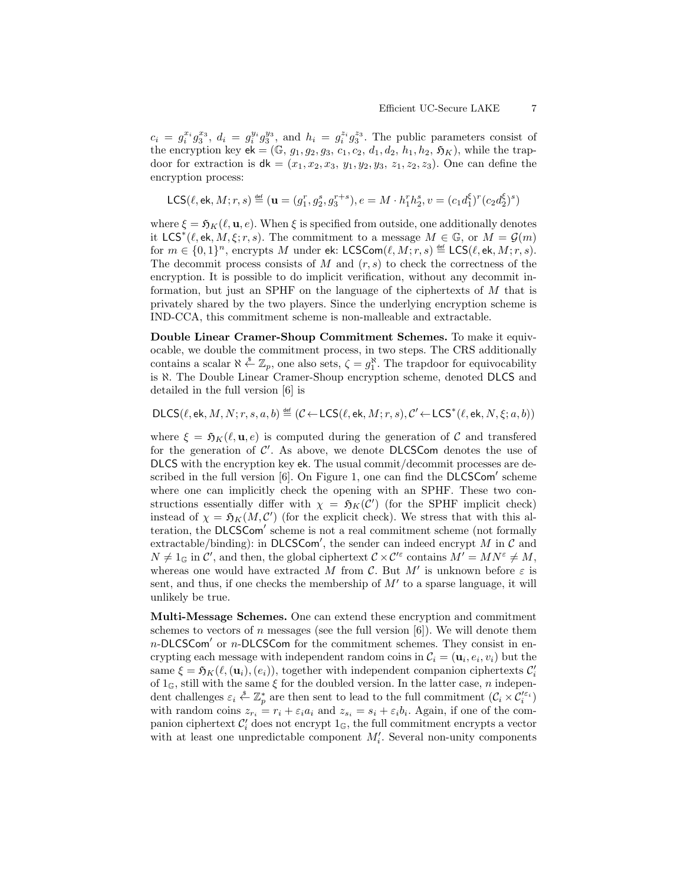$c_i = g_i^{x_i} g_3^{x_3}$, $d_i = g_i^{y_i} g_3^{y_3}$, and $h_i = g_i^{z_i} g_3^{z_3}$. The public parameters consist of the encryption key $\mathsf{ek} = (\mathbb{G}, g_1, g_2, g_3, c_1, c_2, d_1, d_2, h_1, h_2, \mathfrak{H}_K)$, while the trapdoor for extraction is $\mathsf{dk} = (x_1, x_2, x_3, y_1, y_2, y_3, z_1, z_2, z_3)$. One can define the encryption process:

$$\mathsf{LCS}(\ell, \mathsf{ek}, M; r, s) \stackrel{\text{def}}{=} (\mathbf{u} = (g_1^r, g_2^s, g_3^{r+s}), e = M \cdot h_1^r h_2^s, v = (c_1 d_1^\xi)^r (c_2 d_2^\xi)^s)$$

where $\xi = \mathfrak{H}_K(\ell, \mathbf{u}, e)$. When $\xi$ is specified from outside, one additionally denotes it $\mathsf{LCS}^*(\ell, \mathsf{ek}, M, \xi; r, s)$. The commitment to a message $M \in \mathbb{G}$, or $M = \mathcal{G}(m)$ for $m \in \{0,1\}^n$, encrypts $M$ under $\mathsf{ek}$: $\mathsf{LCSCom}(\ell, M; r, s) \stackrel{\text{def}}{=} \mathsf{LCS}(\ell, \mathsf{ek}, M; r, s)$. The decommit process consists of $M$ and $(r, s)$ to check the correctness of the encryption. It is possible to do implicit verification, without any decommit information, but just an SPHF on the language of the ciphertexts of $M$ that is privately shared by the two players. Since the underlying encryption scheme is IND-CCA, this commitment scheme is non-malleable and extractable.

**Double Linear Cramer-Shoup Commitment Schemes.** To make it equivocable, we double the commitment process, in two steps. The CRS additionally contains a scalar $\aleph \stackrel{\$}{\leftarrow} \mathbb{Z}_p$, one also sets, $\zeta = g_1^\aleph$. The trapdoor for equivocability is $\aleph$. The Double Linear Cramer-Shoup encryption scheme, denoted $\mathsf{DLCS}$ and detailed in the full version [6] is

$$\mathsf{DLCS}(\ell, \mathsf{ek}, M, N; r, s, a, b) \stackrel{\text{def}}{=} (\mathcal{C} \leftarrow \mathsf{LCS}(\ell, \mathsf{ek}, M; r, s), \mathcal{C}' \leftarrow \mathsf{LCS}^*(\ell, \mathsf{ek}, N, \xi; a, b))$$

where $\xi = \mathfrak{H}_K(\ell, \mathbf{u}, e)$ is computed during the generation of $\mathcal{C}$ and transfered for the generation of $\mathcal{C}'$. As above, we denote $\mathsf{DLCSCom}$ denotes the use of $\mathsf{DLCS}$ with the encryption key $\mathsf{ek}$. The usual commit/decommit processes are described in the full version [6]. On Figure 1, one can find the $\mathsf{DLCSCom}'$ scheme where one can implicitly check the opening with an SPHF. These two constructions essentially differ with $\chi = \mathfrak{H}_K(\mathcal{C}')$ (for the SPHF implicit check) instead of $\chi = \mathfrak{H}_K(M, \mathcal{C}')$ (for the explicit check). We stress that with this alteration, the $\mathsf{DLCSCom}'$ scheme is not a real commitment scheme (not formally extractable/binding): in $\mathsf{DLCSCom}'$, the sender can indeed encrypt $M$ in $\mathcal{C}$ and $N \neq 1_\mathbb{G}$ in $\mathcal{C}'$, and then, the global ciphertext $\mathcal{C} \times \mathcal{C}'^\varepsilon$ contains $M' = MN^\varepsilon \neq M$, whereas one would have extracted $M$ from $\mathcal{C}$. But $M'$ is unknown before $\varepsilon$ is sent, and thus, if one checks the membership of $M'$ to a sparse language, it will unlikely be true.

**Multi-Message Schemes.** One can extend these encryption and commitment schemes to vectors of $n$ messages (see the full version [6]). We will denote them $n$-$\mathsf{DLCSCom}'$ or $n$-$\mathsf{DLCSCom}$ for the commitment schemes. They consist in encrypting each message with independent random coins in $\mathcal{C}_i = (\mathbf{u}_i, e_i, v_i)$ but the same $\xi = \mathfrak{H}_K(\ell, (\mathbf{u}_i), (e_i))$, together with independent companion ciphertexts $\mathcal{C}'_i$ of $1_\mathbb{G}$, still with the same $\xi$ for the doubled version. In the latter case, $n$ independent challenges $\varepsilon_i \stackrel{\$}{\leftarrow} \mathbb{Z}_p^*$ are then sent to lead to the full commitment $(\mathcal{C}_i \times \mathcal{C}_i'^{\varepsilon_i})$ with random coins $z_{r_i} = r_i + \varepsilon_i a_i$ and $z_{s_i} = s_i + \varepsilon_i b_i$. Again, if one of the companion ciphertext $\mathcal{C}'_i$ does not encrypt $1_\mathbb{G}$, the full commitment encrypts a vector with at least one unpredictable component $M'_i$. Several non-unity components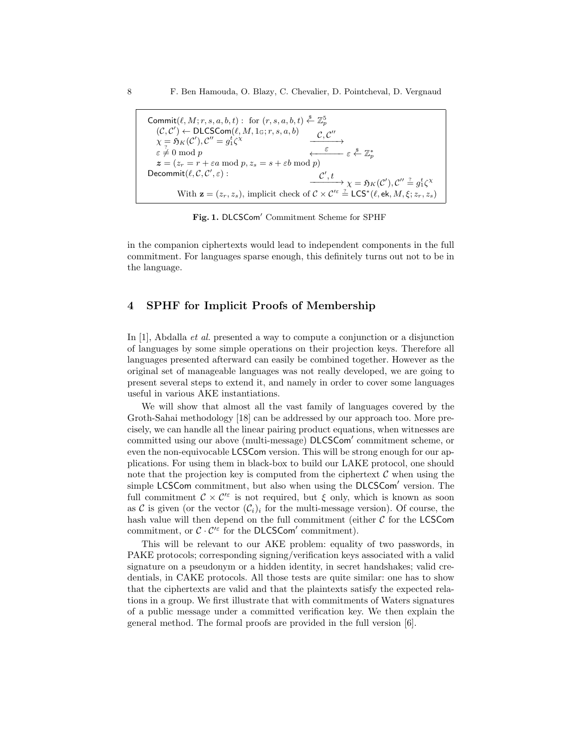$\mathsf{Commit}(\ell, M; r, s, a, b, t)$ : for $(r, s, a, b, t) \stackrel{\$}{\leftarrow} \mathbb{Z}_p^5$

$(\mathcal{C}, \mathcal{C}') \leftarrow \mathsf{DLCSCom}(\ell, M, 1_{\mathbb{G}}; r, s, a, b)$

$\chi = \mathfrak{H}_K(\mathcal{C}'), \mathcal{C}'' = g_1^t \zeta^\chi$ $\xrightarrow{\mathcal{C}, \mathcal{C}''}$

$\varepsilon \stackrel{?}{\neq} 0 \bmod p$ $\xleftarrow{\varepsilon}$ $\varepsilon \stackrel{\$}{\leftarrow} \mathbb{Z}_p^*$

$\boldsymbol{z} = (z_r = r + \varepsilon a \bmod p, z_s = s + \varepsilon b \bmod p)$

$\mathsf{Decommit}(\ell, \mathcal{C}, \mathcal{C}', \varepsilon)$ : $\xrightarrow{\mathcal{C}', t}$ $\chi = \mathfrak{H}_K(\mathcal{C}'), \mathcal{C}'' \stackrel{?}{=} g_1^t \zeta^\chi$

With $\mathbf{z} = (z_r, z_s)$, implicit check of $\mathcal{C} \times \mathcal{C}'^\varepsilon \stackrel{?}{=} \mathsf{LCS}^*(\ell, \mathsf{ek}, M, \xi; z_r, z_s)$

**Fig. 1.** $\mathsf{DLCSCom}'$ Commitment Scheme for SPHF

in the companion ciphertexts would lead to independent components in the full commitment. For languages sparse enough, this definitely turns out not to be in the language.

## 4 SPHF for Implicit Proofs of Membership

In [1], Abdalla *et al.* presented a way to compute a conjunction or a disjunction of languages by some simple operations on their projection keys. Therefore all languages presented afterward can easily be combined together. However as the original set of manageable languages was not really developed, we are going to present several steps to extend it, and namely in order to cover some languages useful in various AKE instantiations.

We will show that almost all the vast family of languages covered by the Groth-Sahai methodology [18] can be addressed by our approach too. More precisely, we can handle all the linear pairing product equations, when witnesses are committed using our above (multi-message) $\mathsf{DLCSCom}'$ commitment scheme, or even the non-equivocable $\mathsf{LCSCom}$ version. This will be strong enough for our applications. For using them in black-box to build our LAKE protocol, one should note that the projection key is computed from the ciphertext $\mathcal{C}$ when using the simple $\mathsf{LCSCom}$ commitment, but also when using the $\mathsf{DLCSCom}'$ version. The full commitment $\mathcal{C} \times \mathcal{C}'^\varepsilon$ is not required, but $\xi$ only, which is known as soon as $\mathcal{C}$ is given (or the vector $(\mathcal{C}_i)_i$ for the multi-message version). Of course, the hash value will then depend on the full commitment (either $\mathcal{C}$ for the $\mathsf{LCSCom}$ commitment, or $\mathcal{C} \cdot \mathcal{C}'^\varepsilon$ for the $\mathsf{DLCSCom}'$ commitment).

This will be relevant to our AKE problem: equality of two passwords, in PAKE protocols; corresponding signing/verification keys associated with a valid signature on a pseudonym or a hidden identity, in secret handshakes; valid credentials, in CAKE protocols. All those tests are quite similar: one has to show that the ciphertexts are valid and that the plaintexts satisfy the expected relations in a group. We first illustrate that with commitments of Waters signatures of a public message under a committed verification key. We then explain the general method. The formal proofs are provided in the full version [6].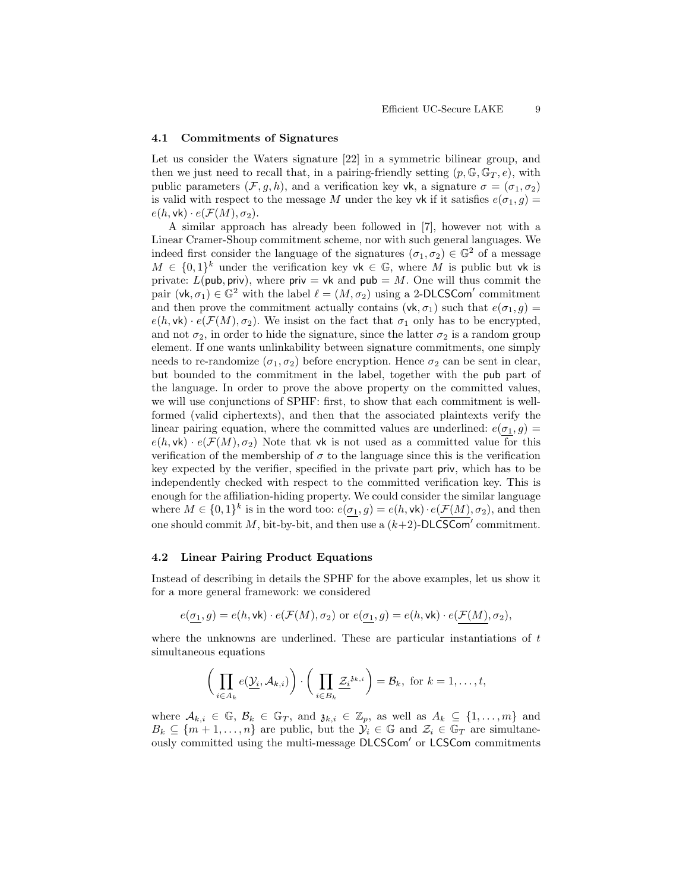### 4.1 Commitments of Signatures

Let us consider the Waters signature [22] in a symmetric bilinear group, and then we just need to recall that, in a pairing-friendly setting $(p, \mathbb{G}, \mathbb{G}_T, e)$, with public parameters $(\mathcal{F}, g, h)$, and a verification key $\mathsf{vk}$, a signature $\sigma = (\sigma_1, \sigma_2)$ is valid with respect to the message $M$ under the key $\mathsf{vk}$ if it satisfies $e(\sigma_1, g) = e(h, \mathsf{vk}) \cdot e(\mathcal{F}(M), \sigma_2)$.

A similar approach has already been followed in [7], however not with a Linear Cramer-Shoup commitment scheme, nor with such general languages. We indeed first consider the language of the signatures $(\sigma_1, \sigma_2) \in \mathbb{G}^2$ of a message $M \in \{0,1\}^k$ under the verification key $\mathsf{vk} \in \mathbb{G}$, where $M$ is public but $\mathsf{vk}$ is private: $L(\mathsf{pub}, \mathsf{priv})$, where $\mathsf{priv} = \mathsf{vk}$ and $\mathsf{pub} = M$. One will thus commit the pair $(\mathsf{vk}, \sigma_1) \in \mathbb{G}^2$ with the label $\ell = (M, \sigma_2)$ using a 2-$\mathsf{DLCSCom}'$ commitment and then prove the commitment actually contains $(\mathsf{vk}, \sigma_1)$ such that $e(\sigma_1, g) = e(h, \mathsf{vk}) \cdot e(\mathcal{F}(M), \sigma_2)$. We insist on the fact that $\sigma_1$ only has to be encrypted, and not $\sigma_2$, in order to hide the signature, since the latter $\sigma_2$ is a random group element. If one wants unlinkability between signature commitments, one simply needs to re-randomize $(\sigma_1, \sigma_2)$ before encryption. Hence $\sigma_2$ can be sent in clear, but bounded to the commitment in the label, together with the $\mathsf{pub}$ part of the language. In order to prove the above property on the committed values, we will use conjunctions of SPHF: first, to show that each commitment is well-formed (valid ciphertexts), and then that the associated plaintexts verify the linear pairing equation, where the committed values are underlined: $e(\underline{\sigma_1}, g) = e(h, \mathsf{vk}) \cdot e(\mathcal{F}(M), \sigma_2)$ Note that $\mathsf{vk}$ is not used as a committed value for this verification of the membership of $\sigma$ to the language since this is the verification key expected by the verifier, specified in the private part $\mathsf{priv}$, which has to be independently checked with respect to the committed verification key. This is enough for the affiliation-hiding property. We could consider the similar language where $M \in \{0,1\}^k$ is in the word too: $e(\underline{\sigma_1}, g) = e(h, \mathsf{vk}) \cdot e(\underline{\mathcal{F}(M)}, \sigma_2)$, and then one should commit $M$, bit-by-bit, and then use a $(k+2)$-$\mathsf{DLCSCom}'$ commitment.

### 4.2 Linear Pairing Product Equations

Instead of describing in details the SPHF for the above examples, let us show it for a more general framework: we considered

$$e(\underline{\sigma_1}, g) = e(h, \mathsf{vk}) \cdot e(\mathcal{F}(M), \sigma_2) \text{ or } e(\underline{\sigma_1}, g) = e(h, \mathsf{vk}) \cdot e(\underline{\mathcal{F}(M)}, \sigma_2),$$

where the unknowns are underlined. These are particular instantiations of $t$ simultaneous equations

$$\left( \prod_{i \in A_k} e(\underline{\mathcal{Y}_i}, \mathcal{A}_{k,i}) \right) \cdot \left( \prod_{i \in B_k} \underline{\mathcal{Z}_i}^{\mathfrak{z}_{k,i}} \right) = \mathcal{B}_k, \text{ for } k = 1, \ldots, t,$$

where $\mathcal{A}_{k,i} \in \mathbb{G}$, $\mathcal{B}_k \in \mathbb{G}_T$, and $\mathfrak{z}_{k,i} \in \mathbb{Z}_p$, as well as $A_k \subseteq \{1, \ldots, m\}$ and $B_k \subseteq \{m+1, \ldots, n\}$ are public, but the $\mathcal{Y}_i \in \mathbb{G}$ and $\mathcal{Z}_i \in \mathbb{G}_T$ are simultaneously committed using the multi-message $\mathsf{DLCSCom}'$ or $\mathsf{LCSCom}$ commitments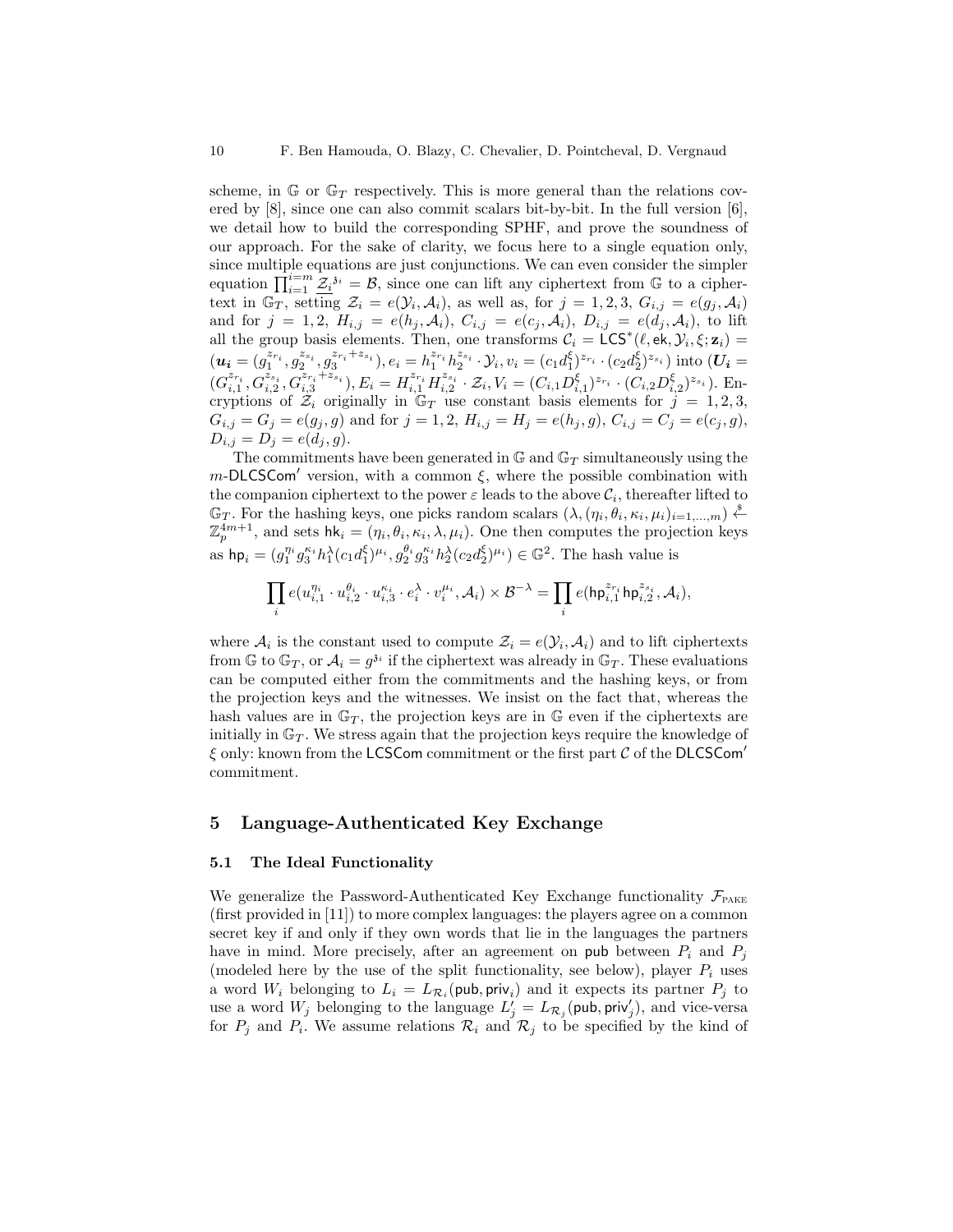scheme, in $\mathbb{G}$ or $\mathbb{G}_T$ respectively. This is more general than the relations covered by [8], since one can also commit scalars bit-by-bit. In the full version [6], we detail how to build the corresponding SPHF, and prove the soundness of our approach. For the sake of clarity, we focus here to a single equation only, since multiple equations are just conjunctions. We can even consider the simpler equation $\prod_{i=1}^{i=m} \underline{\mathcal{Z}_i}^{\mathfrak{z}_i} = \mathcal{B}$, since one can lift any ciphertext from $\mathbb{G}$ to a ciphertext in $\mathbb{G}_T$, setting $\mathcal{Z}_i = e(\mathcal{Y}_i, \mathcal{A}_i)$, as well as, for $j = 1, 2, 3$, $G_{i,j} = e(g_j, \mathcal{A}_i)$ and for $j = 1, 2$, $H_{i,j} = e(h_j, \mathcal{A}_i)$, $C_{i,j} = e(c_j, \mathcal{A}_i)$, $D_{i,j} = e(d_j, \mathcal{A}_i)$, to lift all the group basis elements. Then, one transforms $\mathcal{C}_i = \mathsf{LCS}^*(\ell, \mathsf{ek}, \mathcal{Y}_i, \xi; \mathbf{z}_i) = (\boldsymbol{u_i} = (g_1^{z_{r_i}}, g_2^{z_{s_i}}, g_3^{z_{r_i}+z_{s_i}}), e_i = h_1^{z_{r_i}} h_2^{z_{s_i}} \cdot \mathcal{Y}_i, v_i = (c_1 d_1^{\xi})^{z_{r_i}} \cdot (c_2 d_2^{\xi})^{z_{s_i}})$ into $(\boldsymbol{U_i} = (G_{i,1}^{z_{r_i}}, G_{i,2}^{z_{s_i}}, G_{i,3}^{z_{r_i}+z_{s_i}}), E_i = H_{i,1}^{z_{r_i}} H_{i,2}^{z_{s_i}} \cdot \mathcal{Z}_i, V_i = (C_{i,1} D_{i,1}^{\xi})^{z_{r_i}} \cdot (C_{i,2} D_{i,2}^{\xi})^{z_{s_i}})$. Encryptions of $\mathcal{Z}_i$ originally in $\mathbb{G}_T$ use constant basis elements for $j = 1, 2, 3$, $G_{i,j} = G_j = e(g_j, g)$ and for $j = 1, 2$, $H_{i,j} = H_j = e(h_j, g)$, $C_{i,j} = C_j = e(c_j, g)$, $D_{i,j} = D_j = e(d_j, g)$.

The commitments have been generated in $\mathbb{G}$ and $\mathbb{G}_T$ simultaneously using the $m$-$\mathsf{DLCSCom}'$ version, with a common $\xi$, where the possible combination with the companion ciphertext to the power $\varepsilon$ leads to the above $\mathcal{C}_i$, thereafter lifted to $\mathbb{G}_T$. For the hashing keys, one picks random scalars $(\lambda, (\eta_i, \theta_i, \kappa_i, \mu_i)_{i=1,\ldots,m}) \stackrel{\$}{\leftarrow} \mathbb{Z}_p^{4m+1}$, and sets $\mathsf{hk}_i = (\eta_i, \theta_i, \kappa_i, \lambda, \mu_i)$. One then computes the projection keys as $\mathsf{hp}_i = (g_1^{\eta_i} g_3^{\kappa_i} h_1^{\lambda} (c_1 d_1^{\xi})^{\mu_i}, g_2^{\theta_i} g_3^{\kappa_i} h_2^{\lambda} (c_2 d_2^{\xi})^{\mu_i}) \in \mathbb{G}^2$. The hash value is

$$\prod_i e(u_{i,1}^{\eta_i} \cdot u_{i,2}^{\theta_i} \cdot u_{i,3}^{\kappa_i} \cdot e_i^{\lambda} \cdot v_i^{\mu_i}, \mathcal{A}_i) \times \mathcal{B}^{-\lambda} = \prod_i e(\mathsf{hp}_{i,1}^{z_{r_i}} \mathsf{hp}_{i,2}^{z_{s_i}}, \mathcal{A}_i),$$

where $\mathcal{A}_i$ is the constant used to compute $\mathcal{Z}_i = e(\mathcal{Y}_i, \mathcal{A}_i)$ and to lift ciphertexts from $\mathbb{G}$ to $\mathbb{G}_T$, or $\mathcal{A}_i = g^{\mathfrak{z}_i}$ if the ciphertext was already in $\mathbb{G}_T$. These evaluations can be computed either from the commitments and the hashing keys, or from the projection keys and the witnesses. We insist on the fact that, whereas the hash values are in $\mathbb{G}_T$, the projection keys are in $\mathbb{G}$ even if the ciphertexts are initially in $\mathbb{G}_T$. We stress again that the projection keys require the knowledge of $\xi$ only: known from the $\mathsf{LCSCom}$ commitment or the first part $\mathcal{C}$ of the $\mathsf{DLCSCom}'$ commitment.

## 5 Language-Authenticated Key Exchange

### 5.1 The Ideal Functionality

We generalize the Password-Authenticated Key Exchange functionality $\mathcal{F}_{\text{PAKE}}$ (first provided in [11]) to more complex languages: the players agree on a common secret key if and only if they own words that lie in the languages the partners have in mind. More precisely, after an agreement on $\mathsf{pub}$ between $P_i$ and $P_j$ (modeled here by the use of the split functionality, see below), player $P_i$ uses a word $W_i$ belonging to $L_i = L_{\mathcal{R}_i}(\mathsf{pub}, \mathsf{priv}_i)$ and it expects its partner $P_j$ to use a word $W_j$ belonging to the language $L'_j = L_{\mathcal{R}_j}(\mathsf{pub}, \mathsf{priv}'_j)$, and vice-versa for $P_j$ and $P_i$. We assume relations $\mathcal{R}_i$ and $\mathcal{R}_j$ to be specified by the kind of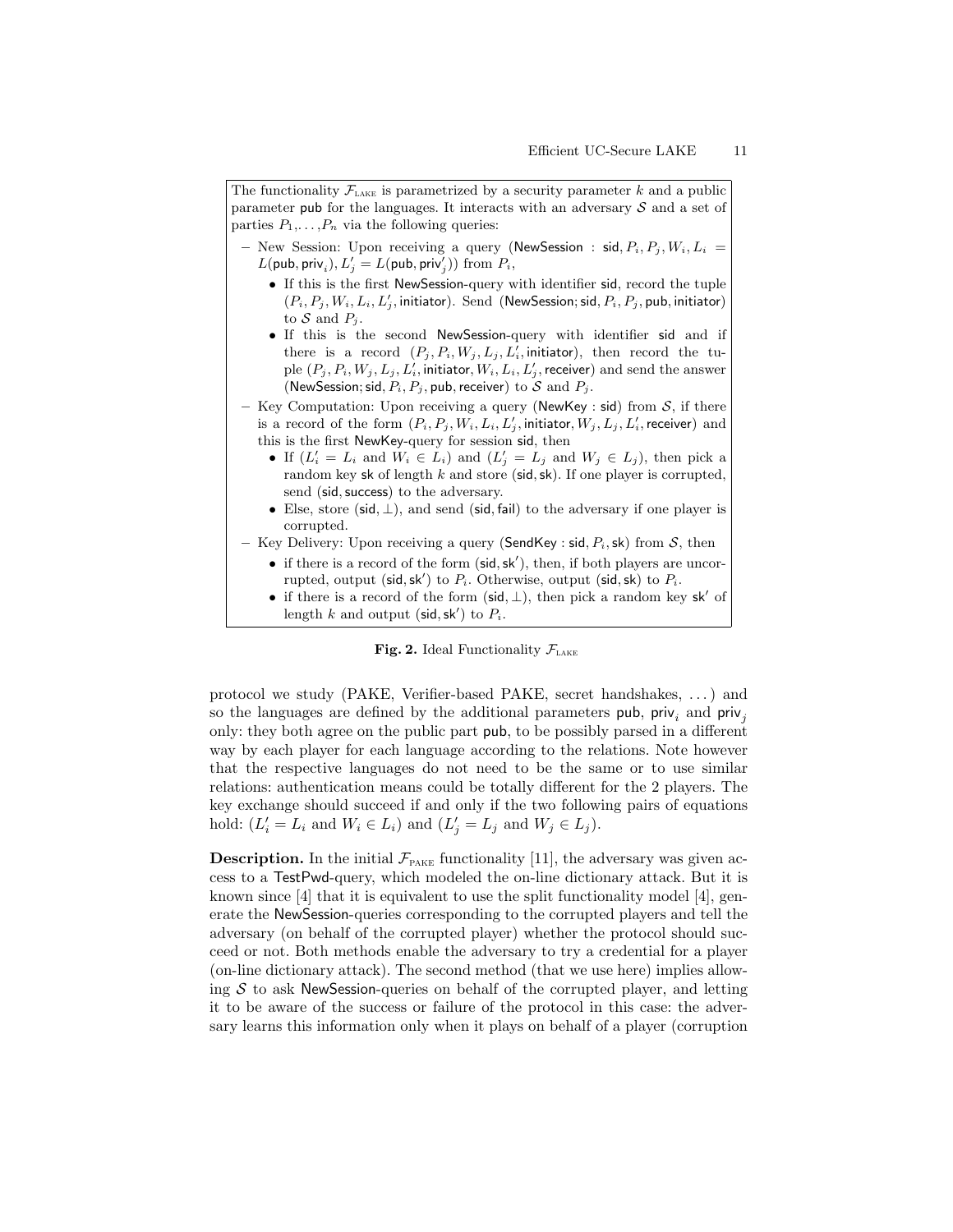The functionality $\mathcal{F}_{\text{LAKE}}$ is parametrized by a security parameter $k$ and a public parameter $\mathsf{pub}$ for the languages. It interacts with an adversary $\mathcal{S}$ and a set of parties $P_1, \ldots, P_n$ via the following queries:

- New Session: Upon receiving a query $(\mathsf{NewSession} : \mathsf{sid}, P_i, P_j, W_i, L_i = L(\mathsf{pub}, \mathsf{priv}_i), L'_j = L(\mathsf{pub}, \mathsf{priv}'_j))$ from $P_i$,
  - If this is the first $\mathsf{NewSession}$-query with identifier $\mathsf{sid}$, record the tuple $(P_i, P_j, W_i, L_i, L'_j, \mathsf{initiator})$. Send $(\mathsf{NewSession}; \mathsf{sid}, P_i, P_j, \mathsf{pub}, \mathsf{initiator})$ to $\mathcal{S}$ and $P_j$.
  - If this is the second $\mathsf{NewSession}$-query with identifier $\mathsf{sid}$ and if there is a record $(P_j, P_i, W_j, L_j, L'_i, \mathsf{initiator})$, then record the tuple $(P_j, P_i, W_j, L_j, L'_i, \mathsf{initiator}, W_i, L_i, L'_j, \mathsf{receiver})$ and send the answer $(\mathsf{NewSession}; \mathsf{sid}, P_i, P_j, \mathsf{pub}, \mathsf{receiver})$ to $\mathcal{S}$ and $P_j$.
- Key Computation: Upon receiving a query $(\mathsf{NewKey} : \mathsf{sid})$ from $\mathcal{S}$, if there is a record of the form $(P_i, P_j, W_i, L_i, L'_j, \mathsf{initiator}, W_j, L_j, L'_i, \mathsf{receiver})$ and this is the first $\mathsf{NewKey}$-query for session $\mathsf{sid}$, then
  - If ($L'_i = L_i$ and $W_i \in L_i$) and ($L'_j = L_j$ and $W_j \in L_j$), then pick a random key $\mathsf{sk}$ of length $k$ and store $(\mathsf{sid}, \mathsf{sk})$. If one player is corrupted, send $(\mathsf{sid}, \mathsf{success})$ to the adversary.
  - Else, store $(\mathsf{sid}, \perp)$, and send $(\mathsf{sid}, \mathsf{fail})$ to the adversary if one player is corrupted.
- Key Delivery: Upon receiving a query $(\mathsf{SendKey} : \mathsf{sid}, P_i, \mathsf{sk})$ from $\mathcal{S}$, then
  - if there is a record of the form $(\mathsf{sid}, \mathsf{sk}')$, then, if both players are uncorrupted, output $(\mathsf{sid}, \mathsf{sk}')$ to $P_i$. Otherwise, output $(\mathsf{sid}, \mathsf{sk})$ to $P_i$.
  - if there is a record of the form $(\mathsf{sid}, \perp)$, then pick a random key $\mathsf{sk}'$ of length $k$ and output $(\mathsf{sid}, \mathsf{sk}')$ to $P_i$.

**Fig. 2.** Ideal Functionality $\mathcal{F}_{\text{LAKE}}$

protocol we study (PAKE, Verifier-based PAKE, secret handshakes, ...) and so the languages are defined by the additional parameters $\mathsf{pub}$, $\mathsf{priv}_i$ and $\mathsf{priv}_j$ only: they both agree on the public part $\mathsf{pub}$, to be possibly parsed in a different way by each player for each language according to the relations. Note however that the respective languages do not need to be the same or to use similar relations: authentication means could be totally different for the 2 players. The key exchange should succeed if and only if the two following pairs of equations hold: ($L'_i = L_i$ and $W_i \in L_i$) and ($L'_j = L_j$ and $W_j \in L_j$).

**Description.** In the initial $\mathcal{F}_{\text{PAKE}}$ functionality [11], the adversary was given access to a $\mathsf{TestPwd}$-query, which modeled the on-line dictionary attack. But it is known since [4] that it is equivalent to use the split functionality model [4], generate the $\mathsf{NewSession}$-queries corresponding to the corrupted players and tell the adversary (on behalf of the corrupted player) whether the protocol should succeed or not. Both methods enable the adversary to try a credential for a player (on-line dictionary attack). The second method (that we use here) implies allowing $\mathcal{S}$ to ask $\mathsf{NewSession}$-queries on behalf of the corrupted player, and letting it to be aware of the success or failure of the protocol in this case: the adversary learns this information only when it plays on behalf of a player (corruption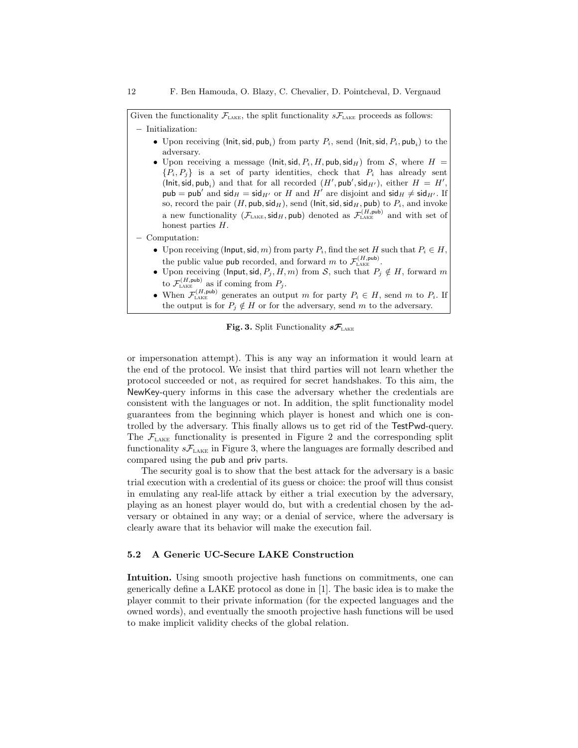Given the functionality $\mathcal{F}_{\text{LAKE}}$, the split functionality $s\mathcal{F}_{\text{LAKE}}$ proceeds as follows:

- Initialization:
  - Upon receiving $(\mathsf{Init}, \mathsf{sid}, \mathsf{pub}_i)$ from party $P_i$, send $(\mathsf{Init}, \mathsf{sid}, P_i, \mathsf{pub}_i)$ to the adversary.
  - Upon receiving a message $(\mathsf{Init}, \mathsf{sid}, P_i, H, \mathsf{pub}, \mathsf{sid}_H)$ from $\mathcal{S}$, where $H = \{P_i, P_j\}$ is a set of party identities, check that $P_i$ has already sent $(\mathsf{Init}, \mathsf{sid}, \mathsf{pub}_i)$ and that for all recorded $(H', \mathsf{pub}', \mathsf{sid}_{H'})$, either $H = H'$, $\mathsf{pub} = \mathsf{pub}'$ and $\mathsf{sid}_H = \mathsf{sid}_{H'}$ or $H$ and $H'$ are disjoint and $\mathsf{sid}_H \neq \mathsf{sid}_{H'}$. If so, record the pair $(H, \mathsf{pub}, \mathsf{sid}_H)$, send $(\mathsf{Init}, \mathsf{sid}, \mathsf{sid}_H, \mathsf{pub})$ to $P_i$, and invoke a new functionality $(\mathcal{F}_{\text{LAKE}}, \mathsf{sid}_H, \mathsf{pub})$ denoted as $\mathcal{F}_{\text{LAKE}}^{(H,\mathsf{pub})}$ and with set of honest parties $H$.
- Computation:
  - Upon receiving $(\mathsf{Input}, \mathsf{sid}, m)$ from party $P_i$, find the set $H$ such that $P_i \in H$, the public value $\mathsf{pub}$ recorded, and forward $m$ to $\mathcal{F}_{\text{LAKE}}^{(H,\mathsf{pub})}$.
  - Upon receiving $(\mathsf{Input}, \mathsf{sid}, P_j, H, m)$ from $\mathcal{S}$, such that $P_j \notin H$, forward $m$ to $\mathcal{F}_{\text{LAKE}}^{(H,\mathsf{pub})}$ as if coming from $P_j$.
  - When $\mathcal{F}_{\text{LAKE}}^{(H,\mathsf{pub})}$ generates an output $m$ for party $P_i \in H$, send $m$ to $P_i$. If the output is for $P_j \notin H$ or for the adversary, send $m$ to the adversary.

**Fig. 3.** Split Functionality $s\mathcal{F}_{\text{LAKE}}$

or impersonation attempt). This is any way an information it would learn at the end of the protocol. We insist that third parties will not learn whether the protocol succeeded or not, as required for secret handshakes. To this aim, the NewKey-query informs in this case the adversary whether the credentials are consistent with the languages or not. In addition, the split functionality model guarantees from the beginning which player is honest and which one is controlled by the adversary. This finally allows us to get rid of the TestPwd-query. The $\mathcal{F}_{\text{LAKE}}$ functionality is presented in Figure 2 and the corresponding split functionality $s\mathcal{F}_{\text{LAKE}}$ in Figure 3, where the languages are formally described and compared using the pub and priv parts.

The security goal is to show that the best attack for the adversary is a basic trial execution with a credential of its guess or choice: the proof will thus consist in emulating any real-life attack by either a trial execution by the adversary, playing as an honest player would do, but with a credential chosen by the adversary or obtained in any way; or a denial of service, where the adversary is clearly aware that its behavior will make the execution fail.

### 5.2 A Generic UC-Secure LAKE Construction

**Intuition.** Using smooth projective hash functions on commitments, one can generically define a LAKE protocol as done in [1]. The basic idea is to make the player commit to their private information (for the expected languages and the owned words), and eventually the smooth projective hash functions will be used to make implicit validity checks of the global relation.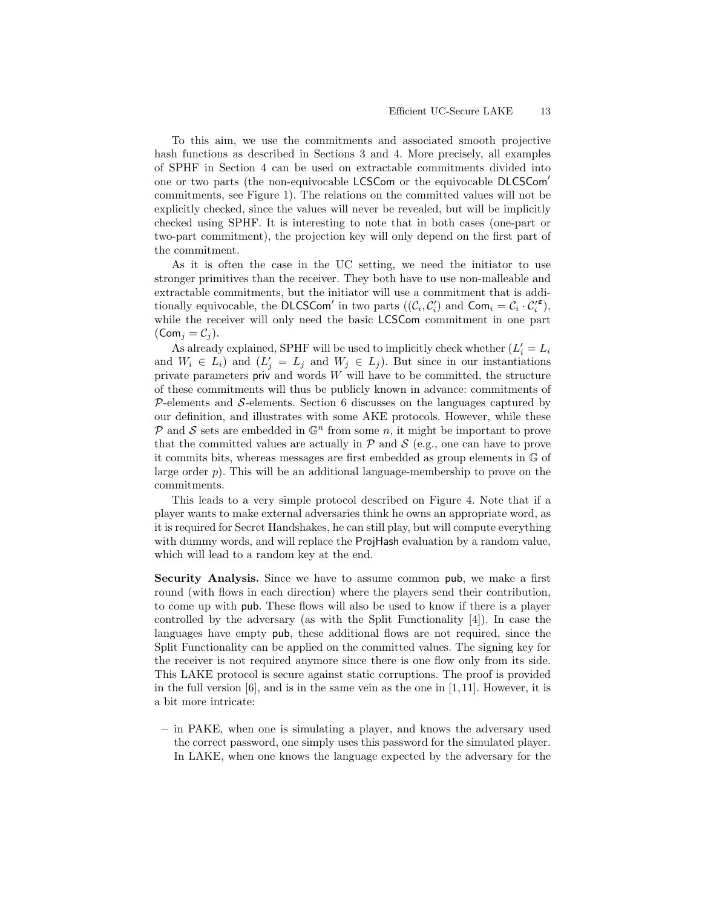To this aim, we use the commitments and associated smooth projective hash functions as described in Sections 3 and 4. More precisely, all examples of SPHF in Section 4 can be used on extractable commitments divided into one or two parts (the non-equivocable $\mathsf{LCSCom}$ or the equivocable $\mathsf{DLCSCom}'$ commitments, see Figure 1). The relations on the committed values will not be explicitly checked, since the values will never be revealed, but will be implicitly checked using SPHF. It is interesting to note that in both cases (one-part or two-part commitment), the projection key will only depend on the first part of the commitment.

As it is often the case in the UC setting, we need the initiator to use stronger primitives than the receiver. They both have to use non-malleable and extractable commitments, but the initiator will use a commitment that is additionally equivocable, the $\mathsf{DLCSCom}'$ in two parts ($(\mathcal{C}_i, \mathcal{C}'_i)$ and $\mathsf{Com}_i = \mathcal{C}_i \cdot \mathcal{C}_i'^{\varepsilon}$), while the receiver will only need the basic $\mathsf{LCSCom}$ commitment in one part ($\mathsf{Com}_j = \mathcal{C}_j$).

As already explained, SPHF will be used to implicitly check whether ($L'_i = L_i$ and $W_i \in L_i$) and ($L'_j = L_j$ and $W_j \in L_j$). But since in our instantiations private parameters $\mathsf{priv}$ and words $W$ will have to be committed, the structure of these commitments will thus be publicly known in advance: commitments of $\mathcal{P}$-elements and $\mathcal{S}$-elements. Section 6 discusses on the languages captured by our definition, and illustrates with some AKE protocols. However, while these $\mathcal{P}$ and $\mathcal{S}$ sets are embedded in $\mathbb{G}^n$ from some $n$, it might be important to prove that the committed values are actually in $\mathcal{P}$ and $\mathcal{S}$ (e.g., one can have to prove it commits bits, whereas messages are first embedded as group elements in $\mathbb{G}$ of large order $p$). This will be an additional language-membership to prove on the commitments.

This leads to a very simple protocol described on Figure 4. Note that if a player wants to make external adversaries think he owns an appropriate word, as it is required for Secret Handshakes, he can still play, but will compute everything with dummy words, and will replace the $\mathsf{ProjHash}$ evaluation by a random value, which will lead to a random key at the end.

**Security Analysis.** Since we have to assume common $\mathsf{pub}$, we make a first round (with flows in each direction) where the players send their contribution, to come up with $\mathsf{pub}$. These flows will also be used to know if there is a player controlled by the adversary (as with the Split Functionality [4]). In case the languages have empty $\mathsf{pub}$, these additional flows are not required, since the Split Functionality can be applied on the committed values. The signing key for the receiver is not required anymore since there is one flow only from its side. This LAKE protocol is secure against static corruptions. The proof is provided in the full version [6], and is in the same vein as the one in [1, 11]. However, it is a bit more intricate:

– in PAKE, when one is simulating a player, and knows the adversary used the correct password, one simply uses this password for the simulated player. In LAKE, when one knows the language expected by the adversary for the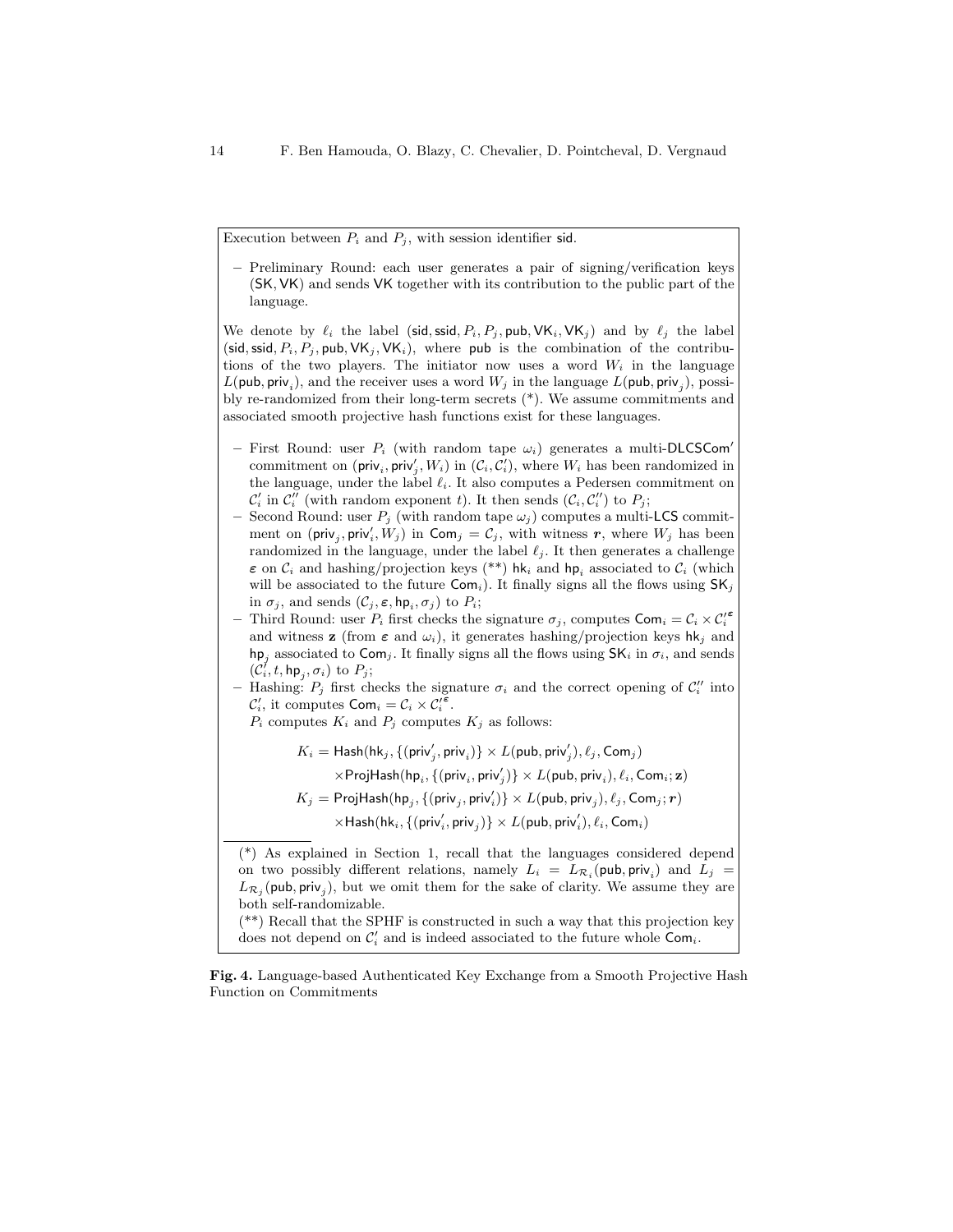Execution between $P_i$ and $P_j$, with session identifier $\mathsf{sid}$.

- Preliminary Round: each user generates a pair of signing/verification keys $(\mathsf{SK}, \mathsf{VK})$ and sends $\mathsf{VK}$ together with its contribution to the public part of the language.

We denote by $\ell_i$ the label $(\mathsf{sid}, \mathsf{ssid}, P_i, P_j, \mathsf{pub}, \mathsf{VK}_i, \mathsf{VK}_j)$ and by $\ell_j$ the label $(\mathsf{sid}, \mathsf{ssid}, P_i, P_j, \mathsf{pub}, \mathsf{VK}_j, \mathsf{VK}_i)$, where $\mathsf{pub}$ is the combination of the contributions of the two players. The initiator now uses a word $W_i$ in the language $L(\mathsf{pub}, \mathsf{priv}_i)$, and the receiver uses a word $W_j$ in the language $L(\mathsf{pub}, \mathsf{priv}_j)$, possibly re-randomized from their long-term secrets (*). We assume commitments and associated smooth projective hash functions exist for these languages.

- First Round: user $P_i$ (with random tape $\omega_i$) generates a multi-$\mathsf{DLCSCom}'$ commitment on $(\mathsf{priv}_i, \mathsf{priv}'_j, W_i)$ in $(\mathcal{C}_i, \mathcal{C}'_i)$, where $W_i$ has been randomized in the language, under the label $\ell_i$. It also computes a Pedersen commitment on $\mathcal{C}'_i$ in $\mathcal{C}''_i$ (with random exponent $t$). It then sends $(\mathcal{C}_i, \mathcal{C}''_i)$ to $P_j$;
- Second Round: user $P_j$ (with random tape $\omega_j$) computes a multi-$\mathsf{LCS}$ commitment on $(\mathsf{priv}_j, \mathsf{priv}'_i, W_j)$ in $\mathsf{Com}_j = \mathcal{C}_j$, with witness $\boldsymbol{r}$, where $W_j$ has been randomized in the language, under the label $\ell_j$. It then generates a challenge $\boldsymbol{\varepsilon}$ on $\mathcal{C}_i$ and hashing/projection keys (**) $\mathsf{hk}_i$ and $\mathsf{hp}_i$ associated to $\mathcal{C}_i$ (which will be associated to the future $\mathsf{Com}_i$). It finally signs all the flows using $\mathsf{SK}_j$ in $\sigma_j$, and sends $(\mathcal{C}_j, \boldsymbol{\varepsilon}, \mathsf{hp}_i, \sigma_j)$ to $P_i$;
- Third Round: user $P_i$ first checks the signature $\sigma_j$, computes $\mathsf{Com}_i = \mathcal{C}_i \times \mathcal{C}'^{\boldsymbol{\varepsilon}}_i$ and witness $\mathbf{z}$ (from $\boldsymbol{\varepsilon}$ and $\omega_i$), it generates hashing/projection keys $\mathsf{hk}_j$ and $\mathsf{hp}_j$ associated to $\mathsf{Com}_j$. It finally signs all the flows using $\mathsf{SK}_i$ in $\sigma_i$, and sends $(\mathcal{C}'_i, t, \mathsf{hp}_j, \sigma_i)$ to $P_j$;
- Hashing: $P_j$ first checks the signature $\sigma_i$ and the correct opening of $\mathcal{C}''_i$ into $\mathcal{C}'_i$, it computes $\mathsf{Com}_i = \mathcal{C}_i \times \mathcal{C}'^{\boldsymbol{\varepsilon}}_i$.
  $P_i$ computes $K_i$ and $P_j$ computes $K_j$ as follows:

$$
\begin{aligned}
K_i &= \mathsf{Hash}(\mathsf{hk}_j, \{(\mathsf{priv}'_j, \mathsf{priv}_i)\} \times L(\mathsf{pub}, \mathsf{priv}'_j), \ell_j, \mathsf{Com}_j) \\
&\quad \times \mathsf{ProjHash}(\mathsf{hp}_i, \{(\mathsf{priv}_i, \mathsf{priv}'_j)\} \times L(\mathsf{pub}, \mathsf{priv}_i), \ell_i, \mathsf{Com}_i; \mathbf{z}) \\
K_j &= \mathsf{ProjHash}(\mathsf{hp}_j, \{(\mathsf{priv}_j, \mathsf{priv}'_i)\} \times L(\mathsf{pub}, \mathsf{priv}_j), \ell_j, \mathsf{Com}_j; \boldsymbol{r}) \\
&\quad \times \mathsf{Hash}(\mathsf{hk}_i, \{(\mathsf{priv}'_i, \mathsf{priv}_j)\} \times L(\mathsf{pub}, \mathsf{priv}'_i), \ell_i, \mathsf{Com}_i)
\end{aligned}
$$

(*) As explained in Section 1, recall that the languages considered depend on two possibly different relations, namely $L_i = L_{\mathcal{R}_i}(\mathsf{pub}, \mathsf{priv}_i)$ and $L_j = L_{\mathcal{R}_j}(\mathsf{pub}, \mathsf{priv}_j)$, but we omit them for the sake of clarity. We assume they are both self-randomizable.

(**) Recall that the SPHF is constructed in such a way that this projection key does not depend on $\mathcal{C}'_i$ and is indeed associated to the future whole $\mathsf{Com}_i$.

**Fig. 4.** Language-based Authenticated Key Exchange from a Smooth Projective Hash Function on Commitments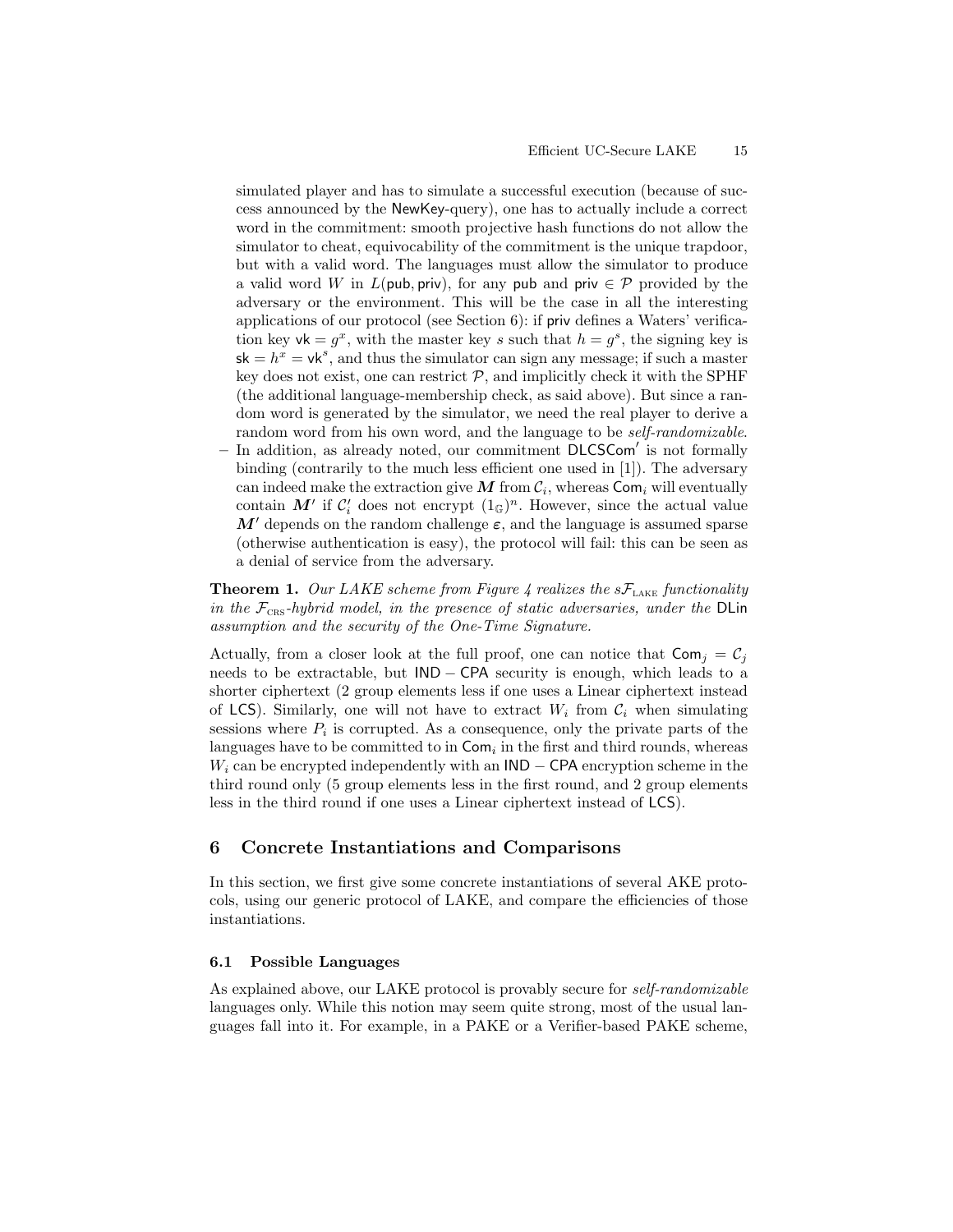simulated player and has to simulate a successful execution (because of success announced by the NewKey-query), one has to actually include a correct word in the commitment: smooth projective hash functions do not allow the simulator to cheat, equivocability of the commitment is the unique trapdoor, but with a valid word. The languages must allow the simulator to produce a valid word $W$ in $L(\mathsf{pub}, \mathsf{priv})$, for any $\mathsf{pub}$ and $\mathsf{priv} \in \mathcal{P}$ provided by the adversary or the environment. This will be the case in all the interesting applications of our protocol (see Section 6): if $\mathsf{priv}$ defines a Waters' verification key $\mathsf{vk} = g^x$, with the master key $s$ such that $h = g^s$, the signing key is $\mathsf{sk} = h^x = \mathsf{vk}^s$, and thus the simulator can sign any message; if such a master key does not exist, one can restrict $\mathcal{P}$, and implicitly check it with the SPHF (the additional language-membership check, as said above). But since a random word is generated by the simulator, we need the real player to derive a random word from his own word, and the language to be *self-randomizable*.

– In addition, as already noted, our commitment $\mathsf{DLCSCom}'$ is not formally binding (contrarily to the much less efficient one used in [1]). The adversary can indeed make the extraction give $\boldsymbol{M}$ from $\mathcal{C}_i$, whereas $\mathsf{Com}_i$ will eventually contain $\boldsymbol{M}'$ if $\mathcal{C}'_i$ does not encrypt $(1_{\mathbb{G}})^n$. However, since the actual value $\boldsymbol{M}'$ depends on the random challenge $\boldsymbol{\varepsilon}$, and the language is assumed sparse (otherwise authentication is easy), the protocol will fail: this can be seen as a denial of service from the adversary.

**Theorem 1.** *Our LAKE scheme from Figure 4 realizes the $s\mathcal{F}_{\text{LAKE}}$ functionality in the $\mathcal{F}_{\text{CRS}}$-hybrid model, in the presence of static adversaries, under the* DLin *assumption and the security of the One-Time Signature.*

Actually, from a closer look at the full proof, one can notice that $\mathsf{Com}_j = \mathcal{C}_j$ needs to be extractable, but $\mathsf{IND}-\mathsf{CPA}$ security is enough, which leads to a shorter ciphertext (2 group elements less if one uses a Linear ciphertext instead of $\mathsf{LCS}$). Similarly, one will not have to extract $W_i$ from $\mathcal{C}_i$ when simulating sessions where $P_i$ is corrupted. As a consequence, only the private parts of the languages have to be committed to in $\mathsf{Com}_i$ in the first and third rounds, whereas $W_i$ can be encrypted independently with an $\mathsf{IND}-\mathsf{CPA}$ encryption scheme in the third round only (5 group elements less in the first round, and 2 group elements less in the third round if one uses a Linear ciphertext instead of $\mathsf{LCS}$).

## 6 Concrete Instantiations and Comparisons

In this section, we first give some concrete instantiations of several AKE protocols, using our generic protocol of LAKE, and compare the efficiencies of those instantiations.

### 6.1 Possible Languages

As explained above, our LAKE protocol is provably secure for *self-randomizable* languages only. While this notion may seem quite strong, most of the usual languages fall into it. For example, in a PAKE or a Verifier-based PAKE scheme,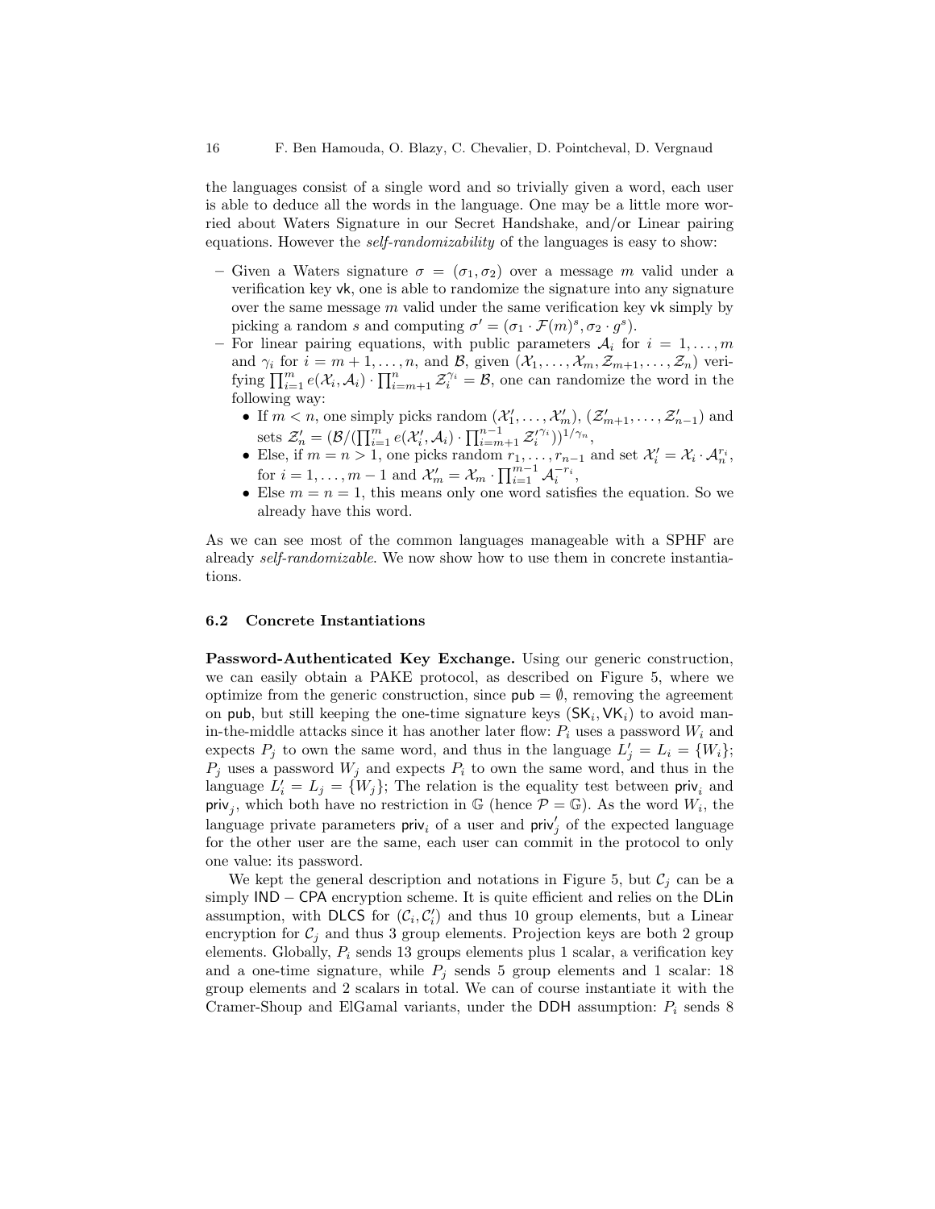the languages consist of a single word and so trivially given a word, each user is able to deduce all the words in the language. One may be a little more worried about Waters Signature in our Secret Handshake, and/or Linear pairing equations. However the *self-randomizability* of the languages is easy to show:

- Given a Waters signature $\sigma = (\sigma_1, \sigma_2)$ over a message $m$ valid under a verification key $\mathsf{vk}$, one is able to randomize the signature into any signature over the same message $m$ valid under the same verification key $\mathsf{vk}$ simply by picking a random $s$ and computing $\sigma' = (\sigma_1 \cdot \mathcal{F}(m)^s, \sigma_2 \cdot g^s)$.
- For linear pairing equations, with public parameters $\mathcal{A}_i$ for $i = 1, \ldots, m$ and $\gamma_i$ for $i = m+1, \ldots, n$, and $\mathcal{B}$, given $(\mathcal{X}_1, \ldots, \mathcal{X}_m, \mathcal{Z}_{m+1}, \ldots, \mathcal{Z}_n)$ verifying $\prod_{i=1}^{m} e(\mathcal{X}_i, \mathcal{A}_i) \cdot \prod_{i=m+1}^{n} \mathcal{Z}_i^{\gamma_i} = \mathcal{B}$, one can randomize the word in the following way:
  - If $m < n$, one simply picks random $(\mathcal{X}'_1, \ldots, \mathcal{X}'_m)$, $(\mathcal{Z}'_{m+1}, \ldots, \mathcal{Z}'_{n-1})$ and sets $\mathcal{Z}'_n = (\mathcal{B} / (\prod_{i=1}^{m} e(\mathcal{X}'_i, \mathcal{A}_i) \cdot \prod_{i=m+1}^{n-1} \mathcal{Z}'^{\gamma_i}_i))^{1/\gamma_n}$,
  - Else, if $m = n > 1$, one picks random $r_1, \ldots, r_{n-1}$ and set $\mathcal{X}'_i = \mathcal{X}_i \cdot \mathcal{A}_n^{r_i}$, for $i = 1, \ldots, m-1$ and $\mathcal{X}'_m = \mathcal{X}_m \cdot \prod_{i=1}^{m-1} \mathcal{A}_i^{-r_i}$,
  - Else $m = n = 1$, this means only one word satisfies the equation. So we already have this word.

As we can see most of the common languages manageable with a SPHF are already *self-randomizable*. We now show how to use them in concrete instantiations.

### 6.2 Concrete Instantiations

**Password-Authenticated Key Exchange.** Using our generic construction, we can easily obtain a PAKE protocol, as described on Figure 5, where we optimize from the generic construction, since $\mathsf{pub} = \emptyset$, removing the agreement on $\mathsf{pub}$, but still keeping the one-time signature keys $(\mathsf{SK}_i, \mathsf{VK}_i)$ to avoid man-in-the-middle attacks since it has another later flow: $P_i$ uses a password $W_i$ and expects $P_j$ to own the same word, and thus in the language $L'_j = L_i = \{W_i\}$; $P_j$ uses a password $W_j$ and expects $P_i$ to own the same word, and thus in the language $L'_i = L_j = \{W_j\}$; The relation is the equality test between $\mathsf{priv}_i$ and $\mathsf{priv}_j$, which both have no restriction in $\mathbb{G}$ (hence $\mathcal{P} = \mathbb{G}$). As the word $W_i$, the language private parameters $\mathsf{priv}_i$ of a user and $\mathsf{priv}'_j$ of the expected language for the other user are the same, each user can commit in the protocol to only one value: its password.

We kept the general description and notations in Figure 5, but $\mathcal{C}_j$ can be a simply $\mathsf{IND-CPA}$ encryption scheme. It is quite efficient and relies on the $\mathsf{DLin}$ assumption, with $\mathsf{DLCS}$ for $(\mathcal{C}_i, \mathcal{C}'_i)$ and thus 10 group elements, but a Linear encryption for $\mathcal{C}_j$ and thus 3 group elements. Projection keys are both 2 group elements. Globally, $P_i$ sends 13 groups elements plus 1 scalar, a verification key and a one-time signature, while $P_j$ sends 5 group elements and 1 scalar: 18 group elements and 2 scalars in total. We can of course instantiate it with the Cramer-Shoup and ElGamal variants, under the $\mathsf{DDH}$ assumption: $P_i$ sends 8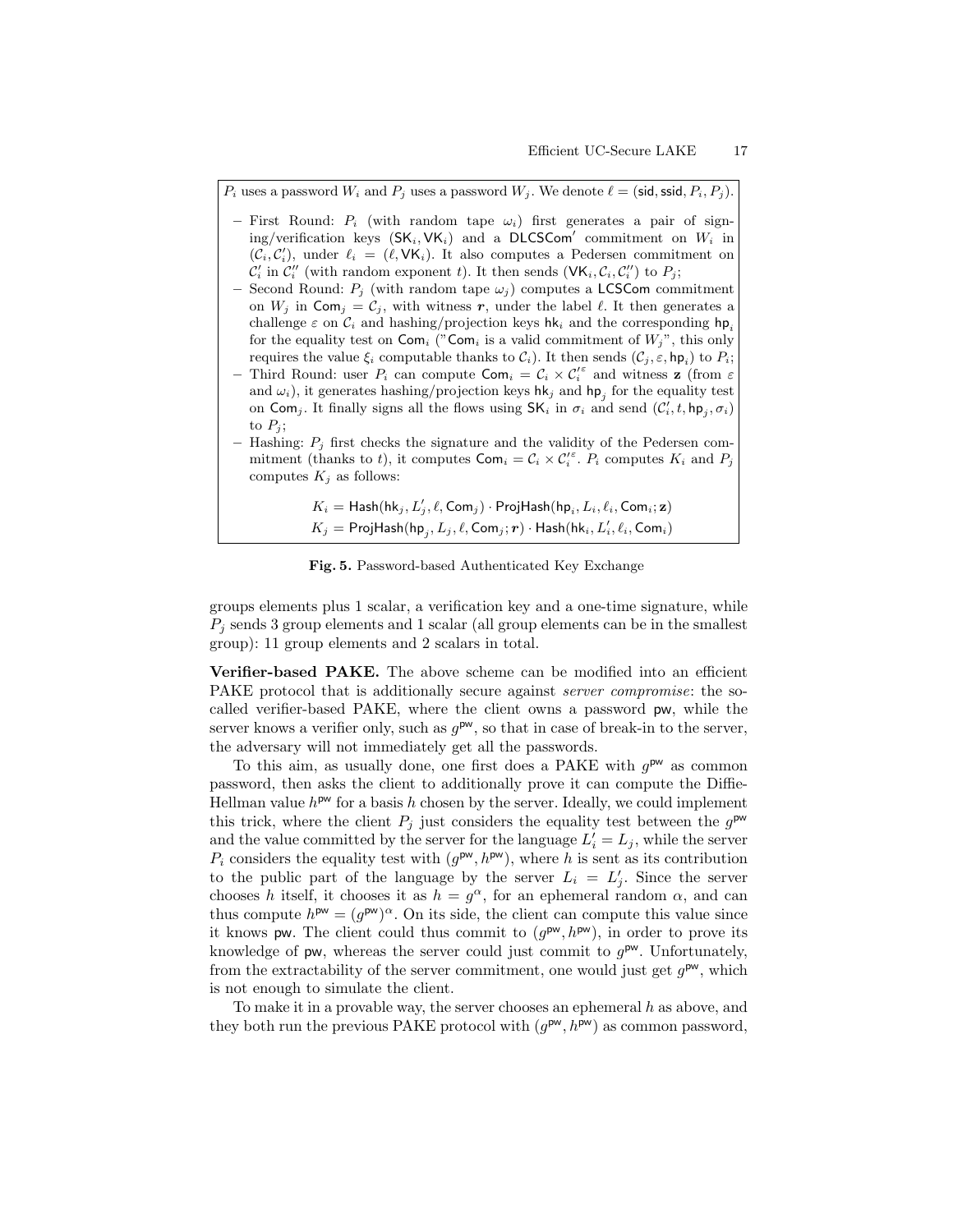$P_i$ uses a password $W_i$ and $P_j$ uses a password $W_j$. We denote $\ell = (\mathsf{sid}, \mathsf{ssid}, P_i, P_j)$.

- First Round: $P_i$ (with random tape $\omega_i$) first generates a pair of signing/verification keys $(\mathsf{SK}_i, \mathsf{VK}_i)$ and a $\mathsf{DLCSCom}'$ commitment on $W_i$ in $(\mathcal{C}_i, \mathcal{C}'_i)$, under $\ell_i = (\ell, \mathsf{VK}_i)$. It also computes a Pedersen commitment on $\mathcal{C}'_i$ in $\mathcal{C}''_i$ (with random exponent $t$). It then sends $(\mathsf{VK}_i, \mathcal{C}_i, \mathcal{C}''_i)$ to $P_j$;
- Second Round: $P_j$ (with random tape $\omega_j$) computes a $\mathsf{LCSCom}$ commitment on $W_j$ in $\mathsf{Com}_j = \mathcal{C}_j$, with witness $\boldsymbol{r}$, under the label $\ell$. It then generates a challenge $\varepsilon$ on $\mathcal{C}_i$ and hashing/projection keys $\mathsf{hk}_i$ and the corresponding $\mathsf{hp}_i$ for the equality test on $\mathsf{Com}_i$ ("$\mathsf{Com}_i$ is a valid commitment of $W_j$", this only requires the value $\xi_i$ computable thanks to $\mathcal{C}_i$). It then sends $(\mathcal{C}_j, \varepsilon, \mathsf{hp}_i)$ to $P_i$;
- Third Round: user $P_i$ can compute $\mathsf{Com}_i = \mathcal{C}_i \times \mathcal{C}'^{\varepsilon}_i$ and witness $\mathbf{z}$ (from $\varepsilon$ and $\omega_i$), it generates hashing/projection keys $\mathsf{hk}_j$ and $\mathsf{hp}_j$ for the equality test on $\mathsf{Com}_j$. It finally signs all the flows using $\mathsf{SK}_i$ in $\sigma_i$ and send $(\mathcal{C}'_i, t, \mathsf{hp}_j, \sigma_i)$ to $P_j$;
- Hashing: $P_j$ first checks the signature and the validity of the Pedersen commitment (thanks to $t$), it computes $\mathsf{Com}_i = \mathcal{C}_i \times \mathcal{C}'^{\varepsilon}_i$. $P_i$ computes $K_i$ and $P_j$ computes $K_j$ as follows:

$$K_i = \mathsf{Hash}(\mathsf{hk}_j, L'_j, \ell, \mathsf{Com}_j) \cdot \mathsf{ProjHash}(\mathsf{hp}_i, L_i, \ell_i, \mathsf{Com}_i; \mathbf{z})$$
$$K_j = \mathsf{ProjHash}(\mathsf{hp}_j, L_j, \ell, \mathsf{Com}_j; \boldsymbol{r}) \cdot \mathsf{Hash}(\mathsf{hk}_i, L'_i, \ell_i, \mathsf{Com}_i)$$

**Fig. 5.** Password-based Authenticated Key Exchange

groups elements plus 1 scalar, a verification key and a one-time signature, while $P_j$ sends 3 group elements and 1 scalar (all group elements can be in the smallest group): 11 group elements and 2 scalars in total.

**Verifier-based PAKE.** The above scheme can be modified into an efficient PAKE protocol that is additionally secure against *server compromise*: the so-called verifier-based PAKE, where the client owns a password $\mathsf{pw}$, while the server knows a verifier only, such as $g^{\mathsf{pw}}$, so that in case of break-in to the server, the adversary will not immediately get all the passwords.

To this aim, as usually done, one first does a PAKE with $g^{\mathsf{pw}}$ as common password, then asks the client to additionally prove it can compute the Diffie-Hellman value $h^{\mathsf{pw}}$ for a basis $h$ chosen by the server. Ideally, we could implement this trick, where the client $P_j$ just considers the equality test between the $g^{\mathsf{pw}}$ and the value committed by the server for the language $L'_i = L_j$, while the server $P_i$ considers the equality test with $(g^{\mathsf{pw}}, h^{\mathsf{pw}})$, where $h$ is sent as its contribution to the public part of the language by the server $L_i = L'_j$. Since the server chooses $h$ itself, it chooses it as $h = g^{\alpha}$, for an ephemeral random $\alpha$, and can thus compute $h^{\mathsf{pw}} = (g^{\mathsf{pw}})^{\alpha}$. On its side, the client can compute this value since it knows $\mathsf{pw}$. The client could thus commit to $(g^{\mathsf{pw}}, h^{\mathsf{pw}})$, in order to prove its knowledge of $\mathsf{pw}$, whereas the server could just commit to $g^{\mathsf{pw}}$. Unfortunately, from the extractability of the server commitment, one would just get $g^{\mathsf{pw}}$, which is not enough to simulate the client.

To make it in a provable way, the server chooses an ephemeral $h$ as above, and they both run the previous PAKE protocol with $(g^{\mathsf{pw}}, h^{\mathsf{pw}})$ as common password,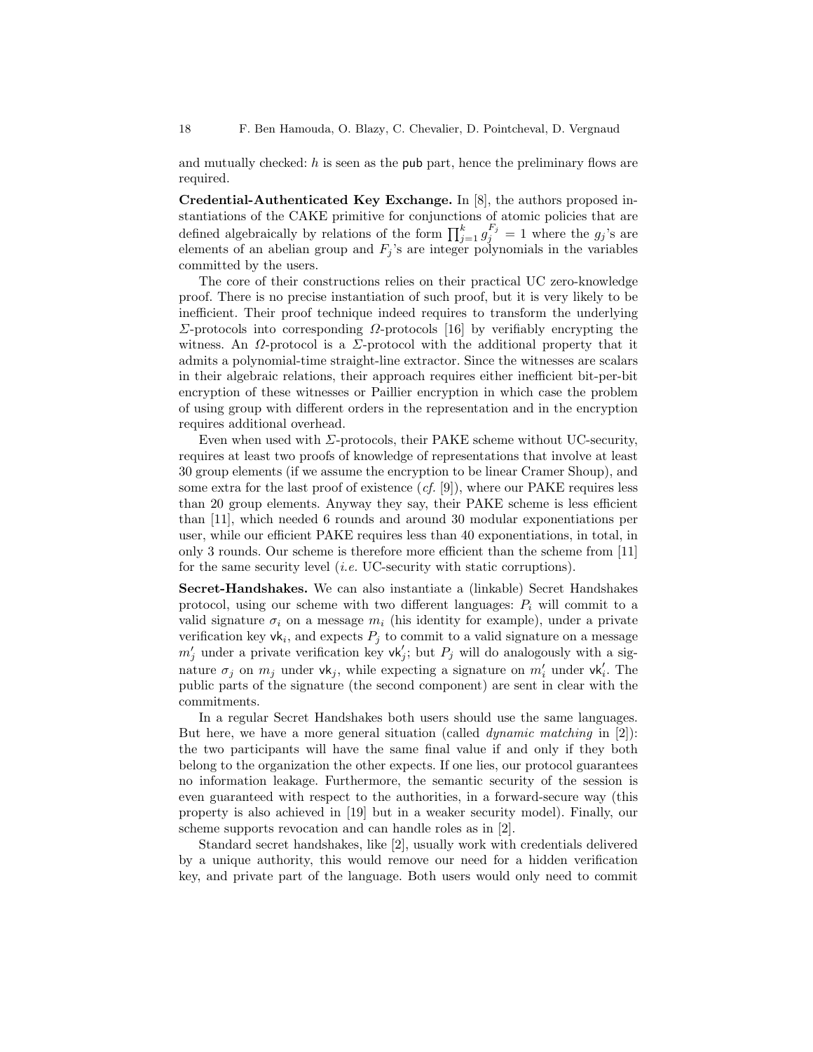and mutually checked: $h$ is seen as the $\mathsf{pub}$ part, hence the preliminary flows are required.

**Credential-Authenticated Key Exchange.** In [8], the authors proposed instantiations of the CAKE primitive for conjunctions of atomic policies that are defined algebraically by relations of the form $\prod_{j=1}^{k} g_j^{F_j} = 1$ where the $g_j$'s are elements of an abelian group and $F_j$'s are integer polynomials in the variables committed by the users.

The core of their constructions relies on their practical UC zero-knowledge proof. There is no precise instantiation of such proof, but it is very likely to be inefficient. Their proof technique indeed requires to transform the underlying $\Sigma$-protocols into corresponding $\Omega$-protocols [16] by verifiably encrypting the witness. An $\Omega$-protocol is a $\Sigma$-protocol with the additional property that it admits a polynomial-time straight-line extractor. Since the witnesses are scalars in their algebraic relations, their approach requires either inefficient bit-per-bit encryption of these witnesses or Paillier encryption in which case the problem of using group with different orders in the representation and in the encryption requires additional overhead.

Even when used with $\Sigma$-protocols, their PAKE scheme without UC-security, requires at least two proofs of knowledge of representations that involve at least 30 group elements (if we assume the encryption to be linear Cramer Shoup), and some extra for the last proof of existence (*cf.* [9]), where our PAKE requires less than 20 group elements. Anyway they say, their PAKE scheme is less efficient than [11], which needed 6 rounds and around 30 modular exponentiations per user, while our efficient PAKE requires less than 40 exponentiations, in total, in only 3 rounds. Our scheme is therefore more efficient than the scheme from [11] for the same security level (*i.e.* UC-security with static corruptions).

**Secret-Handshakes.** We can also instantiate a (linkable) Secret Handshakes protocol, using our scheme with two different languages: $P_i$ will commit to a valid signature $\sigma_i$ on a message $m_i$ (his identity for example), under a private verification key $\mathsf{vk}_i$, and expects $P_j$ to commit to a valid signature on a message $m'_j$ under a private verification key $\mathsf{vk}'_j$; but $P_j$ will do analogously with a signature $\sigma_j$ on $m_j$ under $\mathsf{vk}_j$, while expecting a signature on $m'_i$ under $\mathsf{vk}'_i$. The public parts of the signature (the second component) are sent in clear with the commitments.

In a regular Secret Handshakes both users should use the same languages. But here, we have a more general situation (called *dynamic matching* in [2]): the two participants will have the same final value if and only if they both belong to the organization the other expects. If one lies, our protocol guarantees no information leakage. Furthermore, the semantic security of the session is even guaranteed with respect to the authorities, in a forward-secure way (this property is also achieved in [19] but in a weaker security model). Finally, our scheme supports revocation and can handle roles as in [2].

Standard secret handshakes, like [2], usually work with credentials delivered by a unique authority, this would remove our need for a hidden verification key, and private part of the language. Both users would only need to commit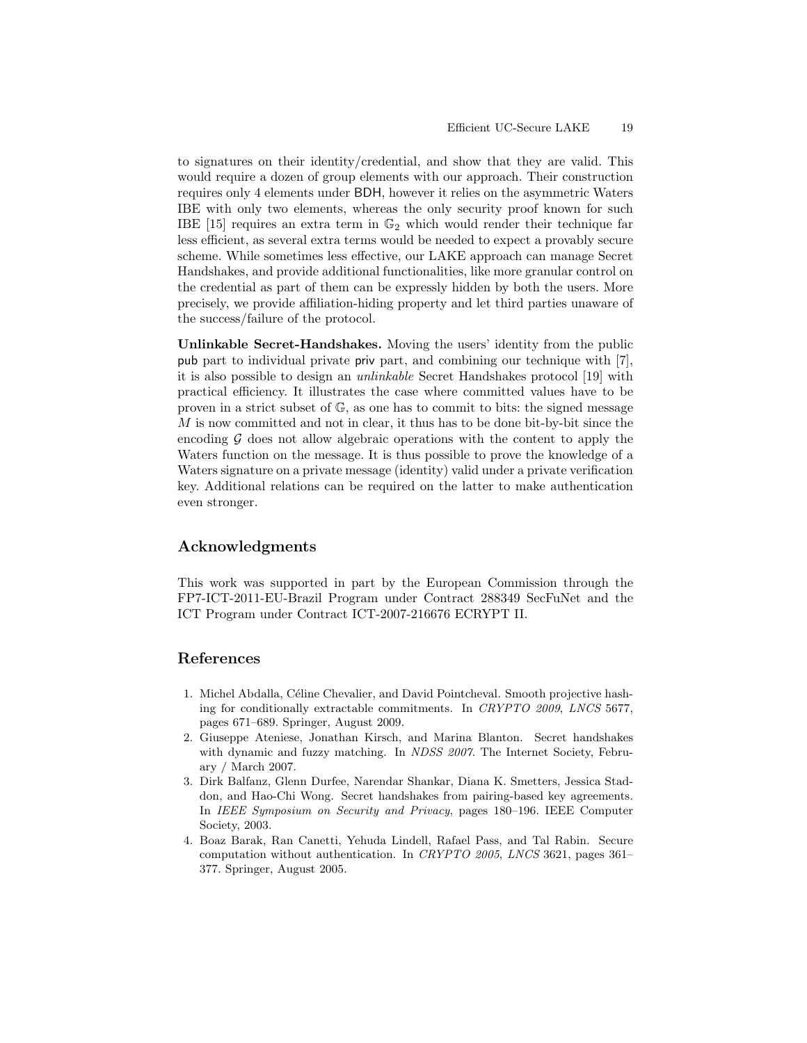to signatures on their identity/credential, and show that they are valid. This would require a dozen of group elements with our approach. Their construction requires only 4 elements under BDH, however it relies on the asymmetric Waters IBE with only two elements, whereas the only security proof known for such IBE [15] requires an extra term in $\mathbb{G}_2$ which would render their technique far less efficient, as several extra terms would be needed to expect a provably secure scheme. While sometimes less effective, our LAKE approach can manage Secret Handshakes, and provide additional functionalities, like more granular control on the credential as part of them can be expressly hidden by both the users. More precisely, we provide affiliation-hiding property and let third parties unaware of the success/failure of the protocol.

**Unlinkable Secret-Handshakes.** Moving the users' identity from the public pub part to individual private priv part, and combining our technique with [7], it is also possible to design an *unlinkable* Secret Handshakes protocol [19] with practical efficiency. It illustrates the case where committed values have to be proven in a strict subset of $\mathbb{G}$, as one has to commit to bits: the signed message $M$ is now committed and not in clear, it thus has to be done bit-by-bit since the encoding $\mathcal{G}$ does not allow algebraic operations with the content to apply the Waters function on the message. It is thus possible to prove the knowledge of a Waters signature on a private message (identity) valid under a private verification key. Additional relations can be required on the latter to make authentication even stronger.

## Acknowledgments

This work was supported in part by the European Commission through the FP7-ICT-2011-EU-Brazil Program under Contract 288349 SecFuNet and the ICT Program under Contract ICT-2007-216676 ECRYPT II.

## References

1. Michel Abdalla, Céline Chevalier, and David Pointcheval. Smooth projective hashing for conditionally extractable commitments. In *CRYPTO 2009*, *LNCS* 5677, pages 671–689. Springer, August 2009.
2. Giuseppe Ateniese, Jonathan Kirsch, and Marina Blanton. Secret handshakes with dynamic and fuzzy matching. In *NDSS 2007*. The Internet Society, February / March 2007.
3. Dirk Balfanz, Glenn Durfee, Narendar Shankar, Diana K. Smetters, Jessica Staddon, and Hao-Chi Wong. Secret handshakes from pairing-based key agreements. In *IEEE Symposium on Security and Privacy*, pages 180–196. IEEE Computer Society, 2003.
4. Boaz Barak, Ran Canetti, Yehuda Lindell, Rafael Pass, and Tal Rabin. Secure computation without authentication. In *CRYPTO 2005*, *LNCS* 3621, pages 361–377. Springer, August 2005.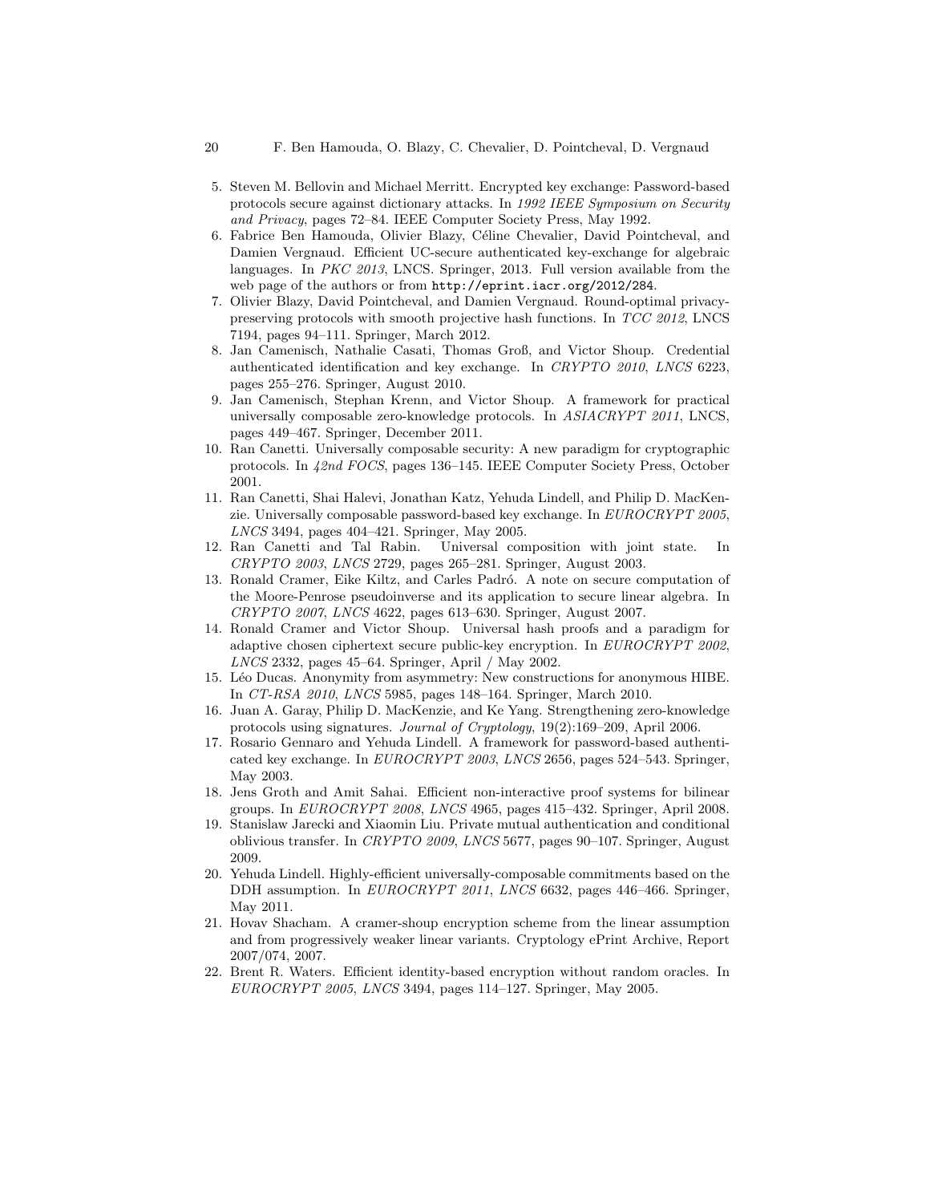5. Steven M. Bellovin and Michael Merritt. Encrypted key exchange: Password-based protocols secure against dictionary attacks. In *1992 IEEE Symposium on Security and Privacy*, pages 72–84. IEEE Computer Society Press, May 1992.
6. Fabrice Ben Hamouda, Olivier Blazy, Céline Chevalier, David Pointcheval, and Damien Vergnaud. Efficient UC-secure authenticated key-exchange for algebraic languages. In *PKC 2013*, LNCS. Springer, 2013. Full version available from the web page of the authors or from `http://eprint.iacr.org/2012/284`.
7. Olivier Blazy, David Pointcheval, and Damien Vergnaud. Round-optimal privacy-preserving protocols with smooth projective hash functions. In *TCC 2012*, LNCS 7194, pages 94–111. Springer, March 2012.
8. Jan Camenisch, Nathalie Casati, Thomas Groß, and Victor Shoup. Credential authenticated identification and key exchange. In *CRYPTO 2010*, *LNCS* 6223, pages 255–276. Springer, August 2010.
9. Jan Camenisch, Stephan Krenn, and Victor Shoup. A framework for practical universally composable zero-knowledge protocols. In *ASIACRYPT 2011*, LNCS, pages 449–467. Springer, December 2011.
10. Ran Canetti. Universally composable security: A new paradigm for cryptographic protocols. In *42nd FOCS*, pages 136–145. IEEE Computer Society Press, October 2001.
11. Ran Canetti, Shai Halevi, Jonathan Katz, Yehuda Lindell, and Philip D. MacKenzie. Universally composable password-based key exchange. In *EUROCRYPT 2005*, *LNCS* 3494, pages 404–421. Springer, May 2005.
12. Ran Canetti and Tal Rabin. Universal composition with joint state. In *CRYPTO 2003*, *LNCS* 2729, pages 265–281. Springer, August 2003.
13. Ronald Cramer, Eike Kiltz, and Carles Padró. A note on secure computation of the Moore-Penrose pseudoinverse and its application to secure linear algebra. In *CRYPTO 2007*, *LNCS* 4622, pages 613–630. Springer, August 2007.
14. Ronald Cramer and Victor Shoup. Universal hash proofs and a paradigm for adaptive chosen ciphertext secure public-key encryption. In *EUROCRYPT 2002*, *LNCS* 2332, pages 45–64. Springer, April / May 2002.
15. Léo Ducas. Anonymity from asymmetry: New constructions for anonymous HIBE. In *CT-RSA 2010*, *LNCS* 5985, pages 148–164. Springer, March 2010.
16. Juan A. Garay, Philip D. MacKenzie, and Ke Yang. Strengthening zero-knowledge protocols using signatures. *Journal of Cryptology*, 19(2):169–209, April 2006.
17. Rosario Gennaro and Yehuda Lindell. A framework for password-based authenticated key exchange. In *EUROCRYPT 2003*, *LNCS* 2656, pages 524–543. Springer, May 2003.
18. Jens Groth and Amit Sahai. Efficient non-interactive proof systems for bilinear groups. In *EUROCRYPT 2008*, *LNCS* 4965, pages 415–432. Springer, April 2008.
19. Stanislaw Jarecki and Xiaomin Liu. Private mutual authentication and conditional oblivious transfer. In *CRYPTO 2009*, *LNCS* 5677, pages 90–107. Springer, August 2009.
20. Yehuda Lindell. Highly-efficient universally-composable commitments based on the DDH assumption. In *EUROCRYPT 2011*, *LNCS* 6632, pages 446–466. Springer, May 2011.
21. Hovav Shacham. A cramer-shoup encryption scheme from the linear assumption and from progressively weaker linear variants. Cryptology ePrint Archive, Report 2007/074, 2007.
22. Brent R. Waters. Efficient identity-based encryption without random oracles. In *EUROCRYPT 2005*, *LNCS* 3494, pages 114–127. Springer, May 2005.